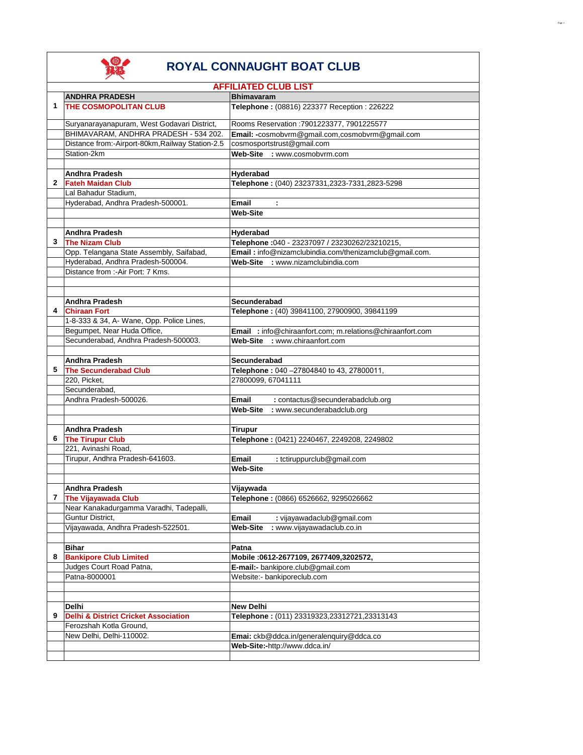# ROYAL CONNAUGHT BOAT CLUB

## AFFILIATED CLUB LIST

| | | |
|---|---|---|
| | **ANDHRA PRADESH** | **Bhimavaram** |
| **1** | **THE COSMOPOLITAN CLUB** | **Telephone :** (08816) 223377 Reception : 226222 |
| | Suryanarayanapuram, West Godavari District, | Rooms Reservation :7901223377, 7901225577 |
| | BHIMAVARAM, ANDHRA PRADESH - 534 202. | **Email:** -cosmobvrm@gmail.com,cosmobvrm@gmail.com |
| | Distance from:-Airport-80km,Railway Station-2.5 | cosmosportstrust@gmail.com |
| | Station-2km | **Web-Site** : www.cosmobvrm.com |
| | | |
| | **Andhra Pradesh** | **Hyderabad** |
| **2** | **Fateh Maidan Club** | **Telephone :** (040) 23237331,2323-7331,2823-5298 |
| | Lal Bahadur Stadium, | |
| | Hyderabad, Andhra Pradesh-500001. | **Email :** |
| | | **Web-Site** |
| | | |
| | **Andhra Pradesh** | **Hyderabad** |
| **3** | **The Nizam Club** | **Telephone :**040 - 23237097 / 23230262/23210215, |
| | Opp. Telangana State Assembly, Saifabad, | **Email :** info@nizamclubindia.com/thenizamclub@gmail.com. |
| | Hyderabad, Andhra Pradesh-500004. | **Web-Site** : www.nizamclubindia.com |
| | Distance from :-Air Port: 7 Kms. | |
| | | |
| | | |
| | **Andhra Pradesh** | **Secunderabad** |
| **4** | **Chiraan Fort** | **Telephone :** (40) 39841100, 27900900, 39841199 |
| | 1-8-333 & 34, A- Wane, Opp. Police Lines, | |
| | Begumpet, Near Huda Office, | **Email** : info@chiraanfort.com; m.relations@chiraanfort.com |
| | Secunderabad, Andhra Pradesh-500003. | **Web-Site** : www.chiraanfort.com |
| | | |
| | **Andhra Pradesh** | **Secunderabad** |
| **5** | **The Secunderabad Club** | **Telephone :** 040 –27804840 to 43, 27800011, |
| | 220, Picket, | 27800099, 67041111 |
| | Secunderabad, | |
| | Andhra Pradesh-500026. | **Email** : contactus@secunderabadclub.org |
| | | **Web-Site** : www.secunderabadclub.org |
| | | |
| | **Andhra Pradesh** | **Tirupur** |
| **6** | **The Tirupur Club** | **Telephone :** (0421) 2240467, 2249208, 2249802 |
| | 221, Avinashi Road, | |
| | Tirupur, Andhra Pradesh-641603. | **Email** : tctiruppurclub@gmail.com |
| | | **Web-Site** |
| | | |
| | **Andhra Pradesh** | **Vijaywada** |
| **7** | **The Vijayawada Club** | **Telephone :** (0866) 6526662, 9295026662 |
| | Near Kanakadurgamma Varadhi, Tadepalli, | |
| | Guntur District, | **Email** : vijayawadaclub@gmail.com |
| | Vijayawada, Andhra Pradesh-522501. | **Web-Site** : www.vijayawadaclub.co.in |
| | | |
| | **Bihar** | **Patna** |
| **8** | **Bankipore Club Limited** | **Mobile :0612-2677109, 2677409,3202572,** |
| | Judges Court Road Patna, | **E-mail:-** bankipore.club@gmail.com |
| | Patna-8000001 | Website:- bankiporeclub.com |
| | | |
| | | |
| | **Delhi** | **New Delhi** |
| **9** | **Delhi & District Cricket Association** | **Telephone :** (011) 23319323,23312721,23313143 |
| | Ferozshah Kotla Ground, | |
| | New Delhi, Delhi-110002. | **Emai:** ckb@ddca.in/generalenquiry@ddca.co |
| | | **Web-Site:-**http://www.ddca.in/ |
| | | |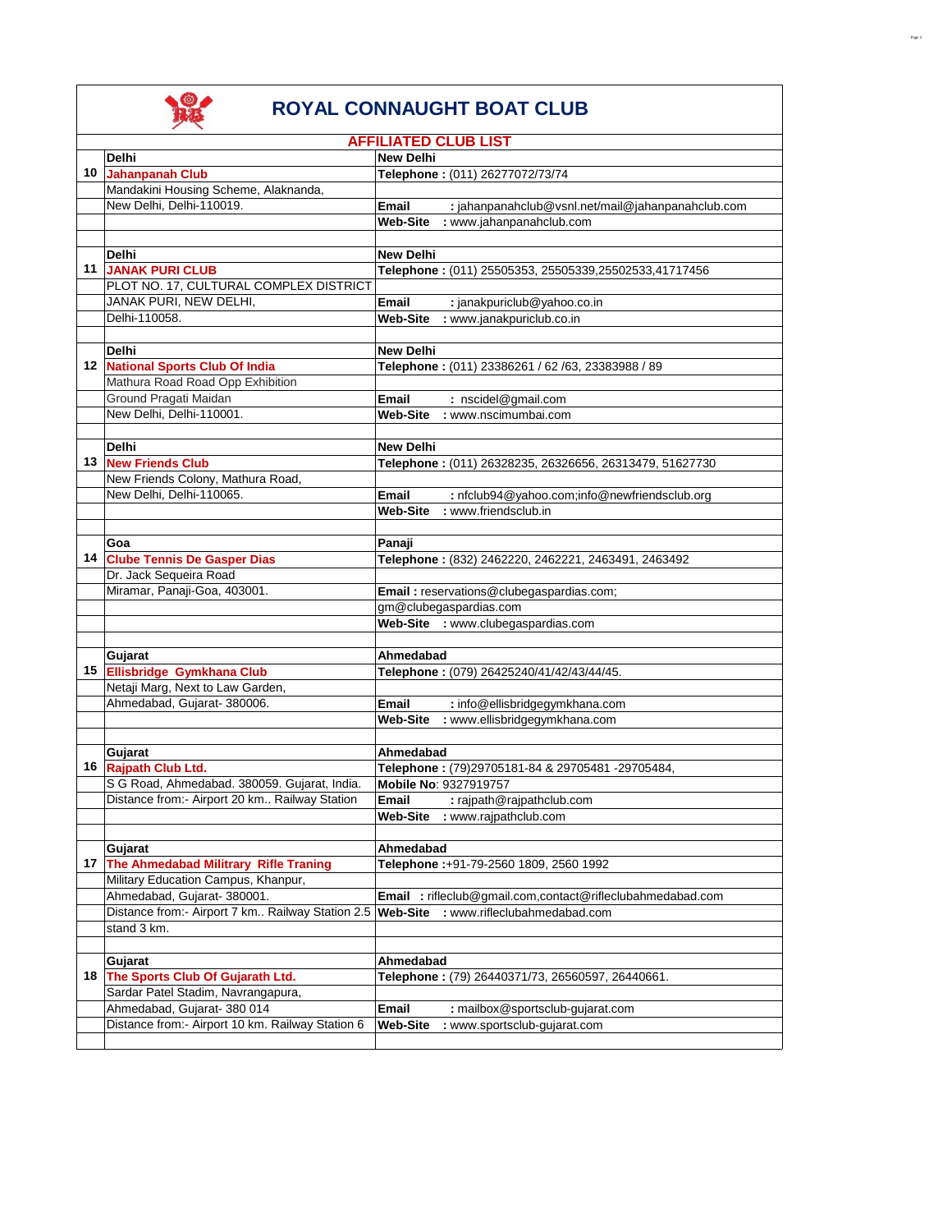# ROYAL CONNAUGHT BOAT CLUB

## AFFILIATED CLUB LIST

| No. | Address | Contact |
|---|---|---|
| | **Delhi** | **New Delhi** |
| 10 | **Jahanpanah Club** | **Telephone :** (011) 26277072/73/74 |
| | Mandakini Housing Scheme, Alaknanda, | |
| | New Delhi, Delhi-110019. | **Email** : jahanpanahclub@vsnl.net/mail@jahanpanahclub.com |
| | | **Web-Site** : www.jahanpanahclub.com |
| | | |
| | **Delhi** | **New Delhi** |
| 11 | **JANAK PURI CLUB** | **Telephone :** (011) 25505353, 25505339,25502533,41717456 |
| | PLOT NO. 17, CULTURAL COMPLEX DISTRICT | |
| | JANAK PURI, NEW DELHI, | **Email** : janakpuriclub@yahoo.co.in |
| | Delhi-110058. | **Web-Site** : www.janakpuriclub.co.in |
| | | |
| | **Delhi** | **New Delhi** |
| 12 | **National Sports Club Of India** | **Telephone :** (011) 23386261 / 62 /63, 23383988 / 89 |
| | Mathura Road Road Opp Exhibition | |
| | Ground Pragati Maidan | **Email** : nscidel@gmail.com |
| | New Delhi, Delhi-110001. | **Web-Site** : www.nscimumbai.com |
| | | |
| | **Delhi** | **New Delhi** |
| 13 | **New Friends Club** | **Telephone :** (011) 26328235, 26326656, 26313479, 51627730 |
| | New Friends Colony, Mathura Road, | |
| | New Delhi, Delhi-110065. | **Email** : nfclub94@yahoo.com;info@newfriendsclub.org |
| | | **Web-Site** : www.friendsclub.in |
| | | |
| | **Goa** | **Panaji** |
| 14 | **Clube Tennis De Gasper Dias** | **Telephone :** (832) 2462220, 2462221, 2463491, 2463492 |
| | Dr. Jack Sequeira Road | |
| | Miramar, Panaji-Goa, 403001. | **Email :** reservations@clubegaspardias.com; |
| | | gm@clubegaspardias.com |
| | | **Web-Site** : www.clubegaspardias.com |
| | | |
| | **Gujarat** | **Ahmedabad** |
| 15 | **Ellisbridge Gymkhana Club** | **Telephone :** (079) 26425240/41/42/43/44/45. |
| | Netaji Marg, Next to Law Garden, | |
| | Ahmedabad, Gujarat- 380006. | **Email** : info@ellisbridgegymkhana.com |
| | | **Web-Site** : www.ellisbridgegymkhana.com |
| | | |
| | **Gujarat** | **Ahmedabad** |
| 16 | **Rajpath Club Ltd.** | **Telephone :** (79)29705181-84 & 29705481 -29705484, |
| | S G Road, Ahmedabad. 380059. Gujarat, India. | **Mobile No**: 9327919757 |
| | Distance from:- Airport 20 km.. Railway Station | **Email** : rajpath@rajpathclub.com |
| | | **Web-Site** : www.rajpathclub.com |
| | | |
| | **Gujarat** | **Ahmedabad** |
| 17 | **The Ahmedabad Military Rifle Traning** | **Telephone :**+91-79-2560 1809, 2560 1992 |
| | Military Education Campus, Khanpur, | |
| | Ahmedabad, Gujarat- 380001. | **Email** : rifleclub@gmail.com,contact@rifleclubahmedabad.com |
| | Distance from:- Airport 7 km.. Railway Station 2.5 | **Web-Site** : www.rifleclubahmedabad.com |
| | stand 3 km. | |
| | | |
| | **Gujarat** | **Ahmedabad** |
| 18 | **The Sports Club Of Gujarath Ltd.** | **Telephone :** (79) 26440371/73, 26560597, 26440661. |
| | Sardar Patel Stadim, Navrangapura, | |
| | Ahmedabad, Gujarat- 380 014 | **Email** : mailbox@sportsclub-gujarat.com |
| | Distance from:- Airport 10 km. Railway Station 6 | **Web-Site** : www.sportsclub-gujarat.com |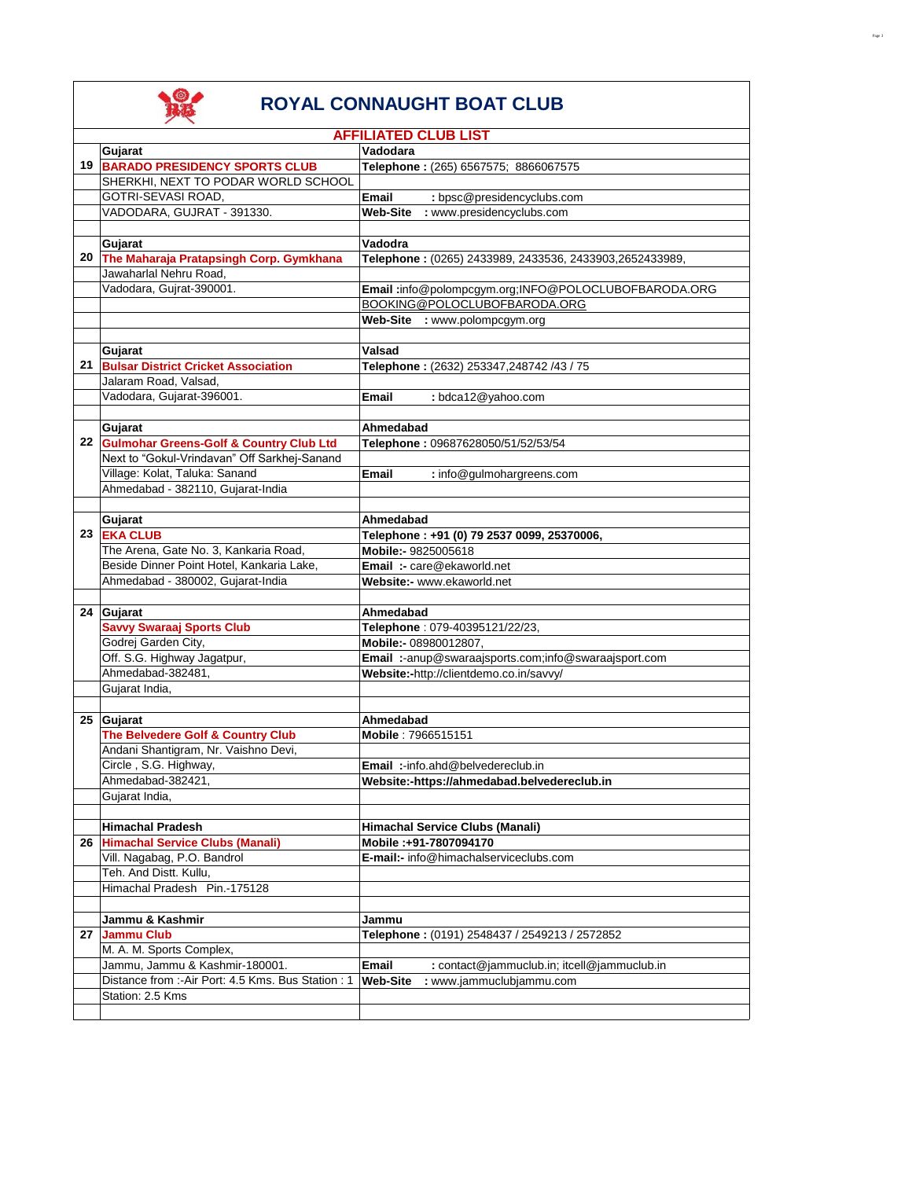# ROYAL CONNAUGHT BOAT CLUB

## AFFILIATED CLUB LIST

| | | |
|---|---|---|
| | Gujarat | Vadodara |
| 19 | **BARADO PRESIDENCY SPORTS CLUB** | **Telephone :** (265) 6567575; 8866067575 |
| | SHERKHI, NEXT TO PODAR WORLD SCHOOL | |
| | GOTRI-SEVASI ROAD, | **Email** : bpsc@presidencyclubs.com |
| | VADODARA, GUJRAT - 391330. | **Web-Site** : www.presidencyclubs.com |
| | | |
| | Gujarat | Vadodra |
| 20 | **The Maharaja Pratapsingh Corp. Gymkhana** | **Telephone :** (0265) 2433989, 2433536, 2433903,2652433989, |
| | Jawaharlal Nehru Road, | |
| | Vadodara, Gujrat-390001. | **Email :**info@polompcgym.org;INFO@POLOCLUBOFBARODA.ORG |
| | | BOOKING@POLOCLUBOFBARODA.ORG |
| | | **Web-Site** : www.polompcgym.org |
| | | |
| | Gujarat | Valsad |
| 21 | **Bulsar District Cricket Association** | **Telephone :** (2632) 253347,248742 /43 / 75 |
| | Jalaram Road, Valsad, | |
| | Vadodara, Gujarat-396001. | **Email** : bdca12@yahoo.com |
| | | |
| | Gujarat | Ahmedabad |
| 22 | **Gulmohar Greens-Golf & Country Club Ltd** | **Telephone :** 09687628050/51/52/53/54 |
| | Next to "Gokul-Vrindavan" Off Sarkhej-Sanand | |
| | Village: Kolat, Taluka: Sanand | **Email** : info@gulmohargreens.com |
| | Ahmedabad - 382110, Gujarat-India | |
| | | |
| | Gujarat | Ahmedabad |
| 23 | **EKA CLUB** | **Telephone : +91 (0) 79 2537 0099, 25370006,** |
| | The Arena, Gate No. 3, Kankaria Road, | **Mobile:-** 9825005618 |
| | Beside Dinner Point Hotel, Kankaria Lake, | **Email :-** care@ekaworld.net |
| | Ahmedabad - 380002, Gujarat-India | **Website:-** www.ekaworld.net |
| | | |
| 24 | Gujarat | Ahmedabad |
| | **Savvy Swaraaj Sports Club** | **Telephone** : 079-40395121/22/23, |
| | Godrej Garden City, | **Mobile:-** 08980012807, |
| | Off. S.G. Highway Jagatpur, | **Email :-**anup@swaraajsports.com;info@swaraajsport.com |
| | Ahmedabad-382481, | **Website:-**http://clientdemo.co.in/savvy/ |
| | Gujarat India, | |
| | | |
| 25 | Gujarat | Ahmedabad |
| | **The Belvedere Golf & Country Club** | **Mobile** : 7966515151 |
| | Andani Shantigram, Nr. Vaishno Devi, | |
| | Circle , S.G. Highway, | **Email :-**info.ahd@belvedereclub.in |
| | Ahmedabad-382421, | **Website:-https://ahmedabad.belvedereclub.in** |
| | Gujarat India, | |
| | | |
| | Himachal Pradesh | Himachal Service Clubs (Manali) |
| 26 | **Himachal Service Clubs (Manali)** | **Mobile :+91-7807094170** |
| | Vill. Nagabag, P.O. Bandrol | **E-mail:-** info@himachalserviceclubs.com |
| | Teh. And Distt. Kullu, | |
| | Himachal Pradesh Pin.-175128 | |
| | | |
| | Jammu & Kashmir | Jammu |
| 27 | **Jammu Club** | **Telephone :** (0191) 2548437 / 2549213 / 2572852 |
| | M. A. M. Sports Complex, | |
| | Jammu, Jammu & Kashmir-180001. | **Email** : contact@jammuclub.in; itcell@jammuclub.in |
| | Distance from :-Air Port: 4.5 Kms. Bus Station : 1 | **Web-Site** : www.jammuclubjammu.com |
| | Station: 2.5 Kms | |
| | | |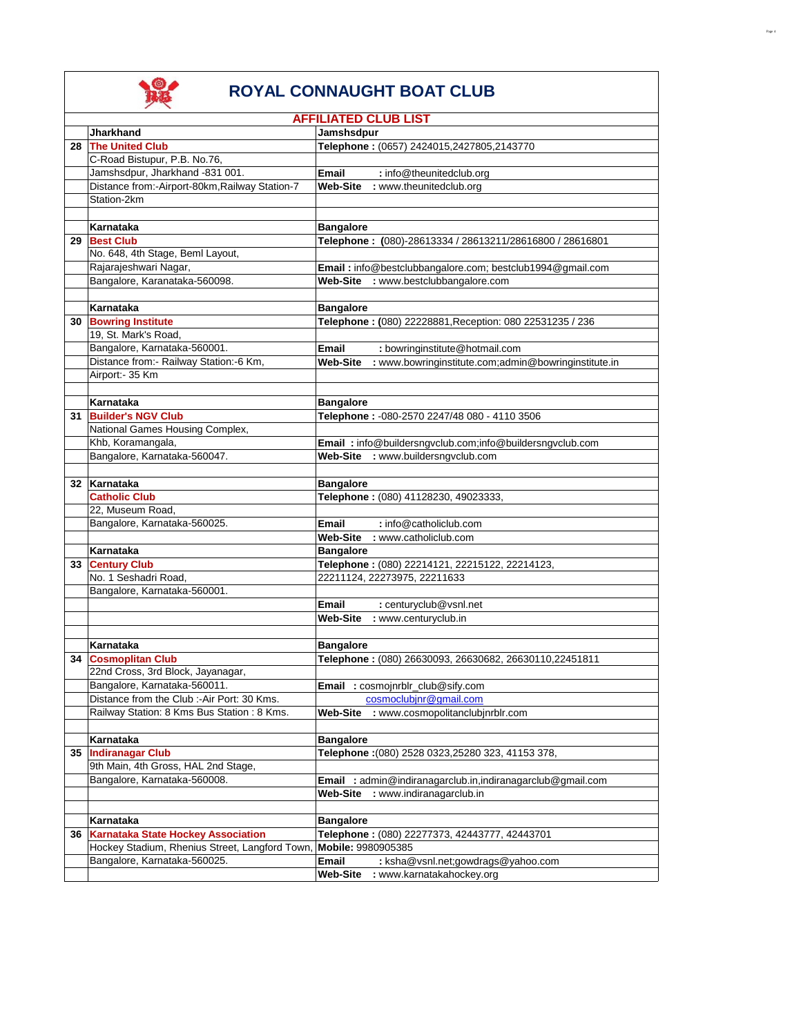# ROYAL CONNAUGHT BOAT CLUB

## AFFILIATED CLUB LIST

| | | |
|---|---|---|
| | **Jharkhand** | **Jamshsdpur** |
| 28 | **The United Club** | **Telephone :** (0657) 2424015,2427805,2143770 |
| | C-Road Bistupur, P.B. No.76, | |
| | Jamshsdpur, Jharkhand -831 001. | **Email** : info@theunitedclub.org |
| | Distance from:-Airport-80km,Railway Station-7 | **Web-Site** : www.theunitedclub.org |
| | Station-2km | |
| | | |
| | **Karnataka** | **Bangalore** |
| 29 | **Best Club** | **Telephone : (**080)-28613334 / 28613211/28616800 / 28616801 |
| | No. 648, 4th Stage, Beml Layout, | |
| | Rajarajeshwari Nagar, | **Email :** info@bestclubbangalore.com; bestclub1994@gmail.com |
| | Bangalore, Karanataka-560098. | **Web-Site** : www.bestclubbangalore.com |
| | | |
| | **Karnataka** | **Bangalore** |
| 30 | **Bowring Institute** | **Telephone : (**080) 22228881,Reception: 080 22531235 / 236 |
| | 19, St. Mark's Road, | |
| | Bangalore, Karnataka-560001. | **Email** : bowringinstitute@hotmail.com |
| | Distance from:- Railway Station:-6 Km, | **Web-Site** : www.bowringinstitute.com;admin@bowringinstitute.in |
| | Airport:- 35 Km | |
| | | |
| | **Karnataka** | **Bangalore** |
| 31 | **Builder's NGV Club** | **Telephone :** -080-2570 2247/48 080 - 4110 3506 |
| | National Games Housing Complex, | |
| | Khb, Koramangala, | **Email :** info@buildersngvclub.com;info@buildersngvclub.com |
| | Bangalore, Karnataka-560047. | **Web-Site** : www.buildersngvclub.com |
| | | |
| 32 | **Karnataka** | **Bangalore** |
| | **Catholic Club** | **Telephone :** (080) 41128230, 49023333, |
| | 22, Museum Road, | |
| | Bangalore, Karnataka-560025. | **Email** : info@catholiclub.com |
| | | **Web-Site** : www.catholiclub.com |
| | **Karnataka** | **Bangalore** |
| 33 | **Century Club** | **Telephone :** (080) 22214121, 22215122, 22214123, |
| | No. 1 Seshadri Road, | 22211124, 22273975, 22211633 |
| | Bangalore, Karnataka-560001. | |
| | | **Email** : centuryclub@vsnl.net |
| | | **Web-Site** : www.centuryclub.in |
| | | |
| | **Karnataka** | **Bangalore** |
| 34 | **Cosmoplitan Club** | **Telephone :** (080) 26630093, 26630682, 26630110,22451811 |
| | 22nd Cross, 3rd Block, Jayanagar, | |
| | Bangalore, Karnataka-560011. | **Email** : cosmojnrblr_club@sify.com |
| | Distance from the Club :-Air Port: 30 Kms. | cosmoclubjnr@gmail.com |
| | Railway Station: 8 Kms Bus Station : 8 Kms. | **Web-Site** : www.cosmopolitanclubjnrblr.com |
| | | |
| | **Karnataka** | **Bangalore** |
| 35 | **Indiranagar Club** | **Telephone :**(080) 2528 0323,25280 323, 41153 378, |
| | 9th Main, 4th Gross, HAL 2nd Stage, | |
| | Bangalore, Karnataka-560008. | **Email** : admin@indiranagarclub.in,indiranagarclub@gmail.com |
| | | **Web-Site** : www.indiranagarclub.in |
| | | |
| | **Karnataka** | **Bangalore** |
| 36 | **Karnataka State Hockey Association** | **Telephone :** (080) 22277373, 42443777, 42443701 |
| | Hockey Stadium, Rhenius Street, Langford Town, | **Mobile:** 9980905385 |
| | Bangalore, Karnataka-560025. | **Email** : ksha@vsnl.net;gowdrags@yahoo.com |
| | | **Web-Site** : www.karnatakahockey.org |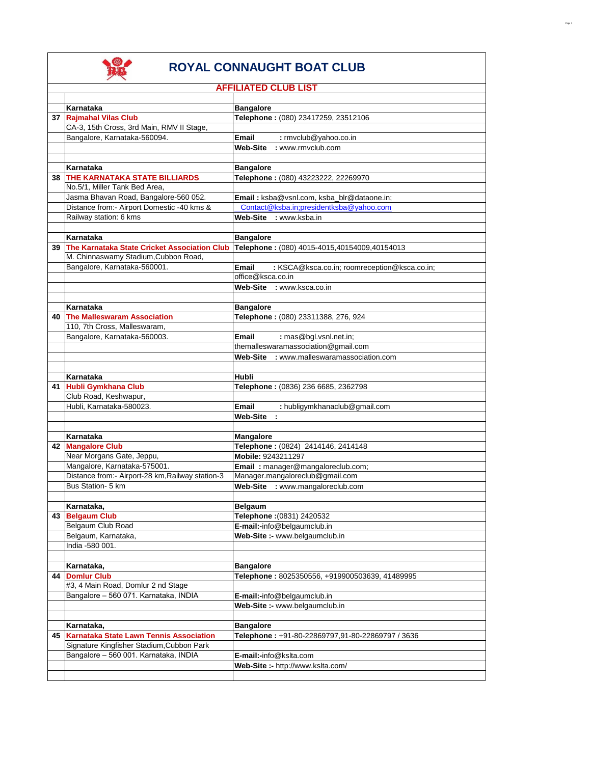# ROYAL CONNAUGHT BOAT CLUB

## AFFILIATED CLUB LIST

| | | |
|---|---|---|
| | **Karnataka** | **Bangalore** |
| **37** | **Rajmahal Vilas Club** | **Telephone :** (080) 23417259, 23512106 |
| | CA-3, 15th Cross, 3rd Main, RMV II Stage, | |
| | Bangalore, Karnataka-560094. | **Email** : rmvclub@yahoo.co.in |
| | | **Web-Site** : www.rmvclub.com |
| | | |
| | **Karnataka** | **Bangalore** |
| **38** | **THE KARNATAKA STATE BILLIARDS** | **Telephone :** (080) 43223222, 22269970 |
| | No.5/1, Miller Tank Bed Area, | |
| | Jasma Bhavan Road, Bangalore-560 052. | **Email :** ksba@vsnl.com, ksba_blr@dataone.in; |
| | Distance from:- Airport Domestic -40 kms & | Contact@ksba.in;presidentksba@yahoo.com |
| | Railway station: 6 kms | **Web-Site** : www.ksba.in |
| | | |
| | **Karnataka** | **Bangalore** |
| **39** | **The Karnataka State Cricket Association Club** | **Telephone :** (080) 4015-4015,40154009,40154013 |
| | M. Chinnaswamy Stadium,Cubbon Road, | |
| | Bangalore, Karnataka-560001. | **Email** : KSCA@ksca.co.in; roomreception@ksca.co.in; |
| | | office@ksca.co.in |
| | | **Web-Site** : www.ksca.co.in |
| | | |
| | **Karnataka** | **Bangalore** |
| **40** | **The Malleswaram Association** | **Telephone :** (080) 23311388, 276, 924 |
| | 110, 7th Cross, Malleswaram, | |
| | Bangalore, Karnataka-560003. | **Email** : mas@bgl.vsnl.net.in; |
| | | themalleswaramassociation@gmail.com |
| | | **Web-Site** : www.malleswaramassociation.com |
| | | |
| | **Karnataka** | **Hubli** |
| **41** | **Hubli Gymkhana Club** | **Telephone :** (0836) 236 6685, 2362798 |
| | Club Road, Keshwapur, | |
| | Hubli, Karnataka-580023. | **Email** : hubligymkhanaclub@gmail.com |
| | | **Web-Site** : |
| | | |
| | **Karnataka** | **Mangalore** |
| **42** | **Mangalore Club** | **Telephone :** (0824) 2414146, 2414148 |
| | Near Morgans Gate, Jeppu, | **Mobile:** 9243211297 |
| | Mangalore, Karnataka-575001. | **Email :** manager@mangaloreclub.com; |
| | Distance from:- Airport-28 km,Railway station-3 | Manager.mangaloreclub@gmail.com |
| | Bus Station- 5 km | **Web-Site** : www.mangaloreclub.com |
| | | |
| | **Karnataka,** | **Belgaum** |
| **43** | **Belgaum Club** | **Telephone :**(0831) 2420532 |
| | Belgaum Club Road | **E-mail:-**info@belgaumclub.in |
| | Belgaum, Karnataka, | **Web-Site :-** www.belgaumclub.in |
| | India -580 001. | |
| | | |
| | **Karnataka,** | **Bangalore** |
| **44** | **Domlur Club** | **Telephone :** 8025350556, +919900503639, 41489995 |
| | #3, 4 Main Road, Domlur 2 nd Stage | |
| | Bangalore – 560 071. Karnataka, INDIA | **E-mail:-**info@belgaumclub.in |
| | | **Web-Site :-** www.belgaumclub.in |
| | | |
| | **Karnataka,** | **Bangalore** |
| **45** | **Karnataka State Lawn Tennis Association** | **Telephone :** +91-80-22869797,91-80-22869797 / 3636 |
| | Signature Kingfisher Stadium,Cubbon Park | |
| | Bangalore – 560 001. Karnataka, INDIA | **E-mail:-**info@kslta.com |
| | | **Web-Site :-** http://www.kslta.com/ |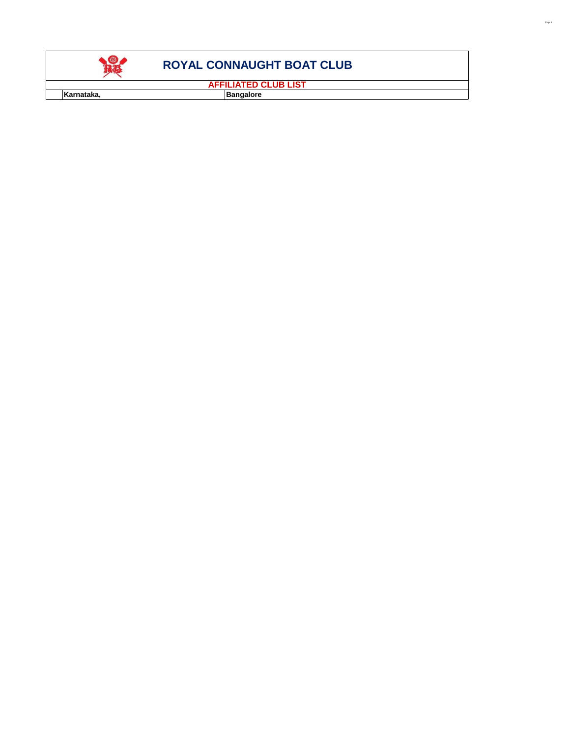# ROYAL CONNAUGHT BOAT CLUB

## AFFILIATED CLUB LIST

| | | |
|---|---|---|
| | **Karnataka,** | **Bangalore** |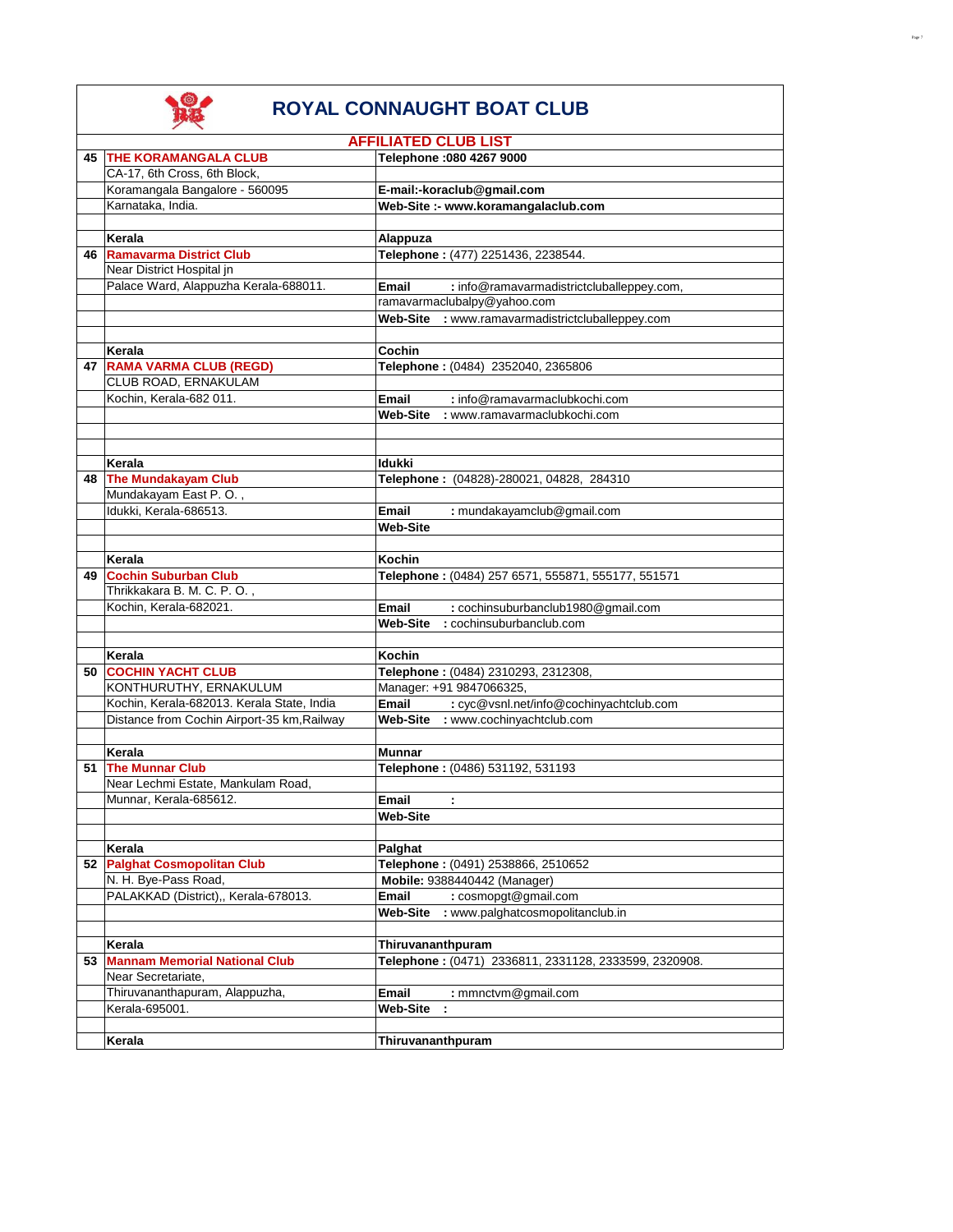# ROYAL CONNAUGHT BOAT CLUB

## AFFILIATED CLUB LIST

| | | |
|---|---|---|
| 45 | **THE KORAMANGALA CLUB** | **Telephone :080 4267 9000** |
| | CA-17, 6th Cross, 6th Block, | |
| | Koramangala Bangalore - 560095 | **E-mail:-koraclub@gmail.com** |
| | Karnataka, India. | **Web-Site :- www.koramangalaclub.com** |
| | | |
| | **Kerala** | **Alappuza** |
| 46 | **Ramavarma District Club** | **Telephone :** (477) 2251436, 2238544. |
| | Near District Hospital jn | |
| | Palace Ward, Alappuzha Kerala-688011. | **Email** : info@ramavarmadistrictcluballeppey.com, |
| | | ramavarmaclubalpy@yahoo.com |
| | | **Web-Site** : www.ramavarmadistrictcluballeppey.com |
| | | |
| | **Kerala** | **Cochin** |
| 47 | **RAMA VARMA CLUB (REGD)** | **Telephone :** (0484) 2352040, 2365806 |
| | CLUB ROAD, ERNAKULAM | |
| | Kochin, Kerala-682 011. | **Email** : info@ramavarmaclubkochi.com |
| | | **Web-Site** : www.ramavarmaclubkochi.com |
| | | |
| | | |
| | **Kerala** | **Idukki** |
| 48 | **The Mundakayam Club** | **Telephone :** (04828)-280021, 04828, 284310 |
| | Mundakayam East P. O. , | |
| | Idukki, Kerala-686513. | **Email** : mundakayamclub@gmail.com |
| | | **Web-Site** |
| | | |
| | **Kerala** | **Kochin** |
| 49 | **Cochin Suburban Club** | **Telephone :** (0484) 257 6571, 555871, 555177, 551571 |
| | Thrikkakara B. M. C. P. O. , | |
| | Kochin, Kerala-682021. | **Email** : cochinsuburbanclub1980@gmail.com |
| | | **Web-Site** : cochinsuburbanclub.com |
| | | |
| | **Kerala** | **Kochin** |
| 50 | **COCHIN YACHT CLUB** | **Telephone :** (0484) 2310293, 2312308, |
| | KONTHURUTHY, ERNAKULUM | Manager: +91 9847066325, |
| | Kochin, Kerala-682013. Kerala State, India | **Email** : cyc@vsnl.net/info@cochinyachtclub.com |
| | Distance from Cochin Airport-35 km,Railway | **Web-Site** : www.cochinyachtclub.com |
| | | |
| | **Kerala** | **Munnar** |
| 51 | **The Munnar Club** | **Telephone :** (0486) 531192, 531193 |
| | Near Lechmi Estate, Mankulam Road, | |
| | Munnar, Kerala-685612. | **Email** : |
| | | **Web-Site** |
| | | |
| | **Kerala** | **Palghat** |
| 52 | **Palghat Cosmopolitan Club** | **Telephone :** (0491) 2538866, 2510652 |
| | N. H. Bye-Pass Road, | **Mobile:** 9388440442 (Manager) |
| | PALAKKAD (District),, Kerala-678013. | **Email** : cosmopgt@gmail.com |
| | | **Web-Site** : www.palghatcosmopolitanclub.in |
| | | |
| | **Kerala** | **Thiruvananthpuram** |
| 53 | **Mannam Memorial National Club** | **Telephone :** (0471) 2336811, 2331128, 2333599, 2320908. |
| | Near Secretariate, | |
| | Thiruvananthapuram, Alappuzha, | **Email** : mmnctvm@gmail.com |
| | Kerala-695001. | **Web-Site** : |
| | | |
| | **Kerala** | **Thiruvananthpuram** |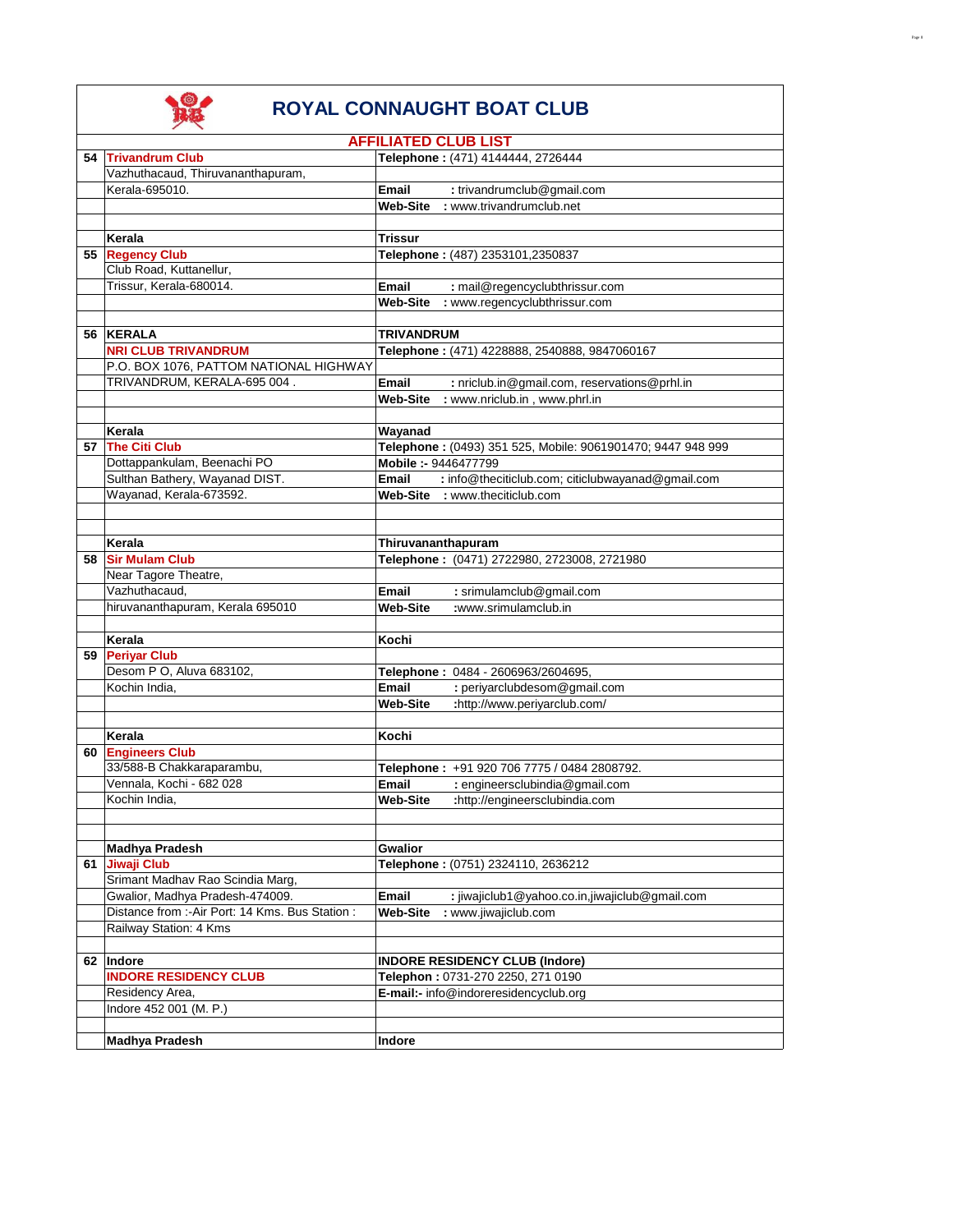# ROYAL CONNAUGHT BOAT CLUB

## AFFILIATED CLUB LIST

| No. | Club / Address | Contact |
|---|---|---|
| 54 | **Trivandrum Club** | **Telephone :** (471) 4144444, 2726444 |
| | Vazhuthacaud, Thiruvananthapuram, | |
| | Kerala-695010. | **Email** : trivandrumclub@gmail.com |
| | | **Web-Site** : www.trivandrumclub.net |
| | | |
| | **Kerala** | **Trissur** |
| 55 | **Regency Club** | **Telephone :** (487) 2353101,2350837 |
| | Club Road, Kuttanellur, | |
| | Trissur, Kerala-680014. | **Email** : mail@regencyclubthrissur.com |
| | | **Web-Site** : www.regencyclubthrissur.com |
| | | |
| 56 | **KERALA** | **TRIVANDRUM** |
| | **NRI CLUB TRIVANDRUM** | **Telephone :** (471) 4228888, 2540888, 9847060167 |
| | P.O. BOX 1076, PATTOM NATIONAL HIGHWAY | |
| | TRIVANDRUM, KERALA-695 004 . | **Email** : nriclub.in@gmail.com, reservations@prhl.in |
| | | **Web-Site** : www.nriclub.in , www.phrl.in |
| | | |
| | **Kerala** | **Wayanad** |
| 57 | **The Citi Club** | **Telephone :** (0493) 351 525, Mobile: 9061901470; 9447 948 999 |
| | Dottappankulam, Beenachi PO | **Mobile :-** 9446477799 |
| | Sulthan Bathery, Wayanad DIST. | **Email** : info@theciticlub.com; citiclubwayanad@gmail.com |
| | Wayanad, Kerala-673592. | **Web-Site** : www.theciticlub.com |
| | | |
| | | |
| | **Kerala** | **Thiruvananthapuram** |
| 58 | **Sir Mulam Club** | **Telephone :** (0471) 2722980, 2723008, 2721980 |
| | Near Tagore Theatre, | |
| | Vazhuthacaud, | **Email** : srimulamclub@gmail.com |
| | hiruvananthapuram, Kerala 695010 | **Web-Site** :www.srimulamclub.in |
| | | |
| | **Kerala** | **Kochi** |
| 59 | **Periyar Club** | |
| | Desom P O, Aluva 683102, | **Telephone :** 0484 - 2606963/2604695, |
| | Kochin India, | **Email** : periyarclubdesom@gmail.com |
| | | **Web-Site** :http://www.periyarclub.com/ |
| | | |
| | **Kerala** | **Kochi** |
| 60 | **Engineers Club** | |
| | 33/588-B Chakkaraparambu, | **Telephone :** +91 920 706 7775 / 0484 2808792. |
| | Vennala, Kochi - 682 028 | **Email** : engineersclubindia@gmail.com |
| | Kochin India, | **Web-Site** :http://engineersclubindia.com |
| | | |
| | | |
| | **Madhya Pradesh** | **Gwalior** |
| 61 | **Jiwaji Club** | **Telephone :** (0751) 2324110, 2636212 |
| | Srimant Madhav Rao Scindia Marg, | |
| | Gwalior, Madhya Pradesh-474009. | **Email** : jiwajiclub1@yahoo.co.in,jiwajiclub@gmail.com |
| | Distance from :-Air Port: 14 Kms. Bus Station : | **Web-Site** : www.jiwajiclub.com |
| | Railway Station: 4 Kms | |
| | | |
| 62 | **Indore** | **INDORE RESIDENCY CLUB (Indore)** |
| | **INDORE RESIDENCY CLUB** | **Telephon :** 0731-270 2250, 271 0190 |
| | Residency Area, | **E-mail:-** info@indoreresidencyclub.org |
| | Indore 452 001 (M. P.) | |
| | | |
| | **Madhya Pradesh** | **Indore** |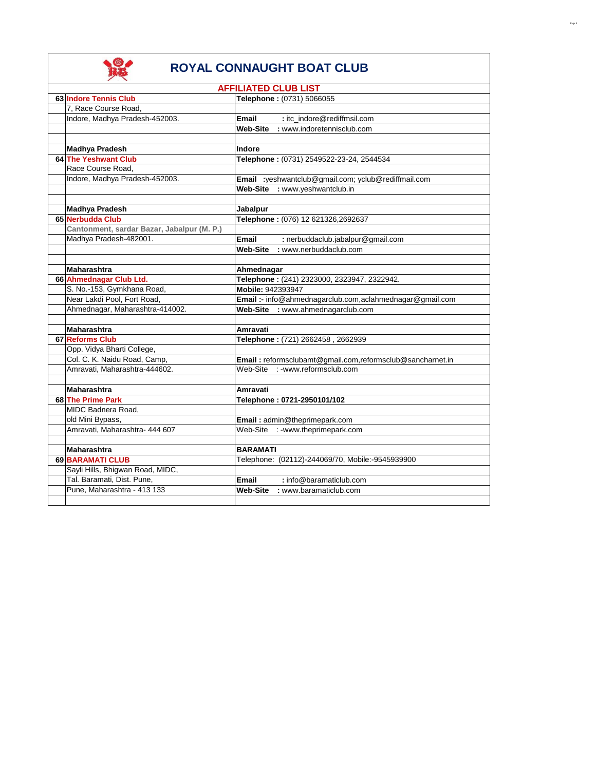# ROYAL CONNAUGHT BOAT CLUB

## AFFILIATED CLUB LIST

| | | |
|---|---|---|
| **63** | **Indore Tennis Club** | **Telephone :** (0731) 5066055 |
| | 7, Race Course Road, | |
| | Indore, Madhya Pradesh-452003. | **Email** : itc_indore@rediffmsil.com |
| | | **Web-Site** : www.indoretennisclub.com |
| | | |
| | **Madhya Pradesh** | **Indore** |
| **64** | **The Yeshwant Club** | **Telephone :** (0731) 2549522-23-24, 2544534 |
| | Race Course Road, | |
| | Indore, Madhya Pradesh-452003. | **Email** :yeshwantclub@gmail.com; yclub@rediffmail.com |
| | | **Web-Site** : www.yeshwantclub.in |
| | | |
| | **Madhya Pradesh** | **Jabalpur** |
| **65** | **Nerbudda Club** | **Telephone :** (076) 12 621326,2692637 |
| | **Cantonment, sardar Bazar, Jabalpur (M. P.)** | |
| | Madhya Pradesh-482001. | **Email** : nerbuddaclub.jabalpur@gmail.com |
| | | **Web-Site** : www.nerbuddaclub.com |
| | | |
| | **Maharashtra** | **Ahmednagar** |
| **66** | **Ahmednagar Club Ltd.** | **Telephone :** (241) 2323000, 2323947, 2322942. |
| | S. No.-153, Gymkhana Road, | **Mobile:** 942393947 |
| | Near Lakdi Pool, Fort Road, | **Email :-** info@ahmednagarclub.com,aclahmednagar@gmail.com |
| | Ahmednagar, Maharashtra-414002. | **Web-Site** : www.ahmednagarclub.com |
| | | |
| | **Maharashtra** | **Amravati** |
| **67** | **Reforms Club** | **Telephone :** (721) 2662458 , 2662939 |
| | Opp. Vidya Bharti College, | |
| | Col. C. K. Naidu Road, Camp, | **Email :** reformsclubamt@gmail.com,reformsclub@sancharnet.in |
| | Amravati, Maharashtra-444602. | Web-Site : -www.reformsclub.com |
| | | |
| | **Maharashtra** | **Amravati** |
| **68** | **The Prime Park** | **Telephone : 0721-2950101/102** |
| | MIDC Badnera Road, | |
| | old Mini Bypass, | **Email :** admin@theprimepark.com |
| | Amravati, Maharashtra- 444 607 | Web-Site : -www.theprimepark.com |
| | | |
| | **Maharashtra** | **BARAMATI** |
| **69** | **BARAMATI CLUB** | Telephone: (02112)-244069/70, Mobile:-9545939900 |
| | Sayli Hills, Bhigwan Road, MIDC, | |
| | Tal. Baramati, Dist. Pune, | **Email** : info@baramaticlub.com |
| | Pune, Maharashtra - 413 133 | **Web-Site** : www.baramaticlub.com |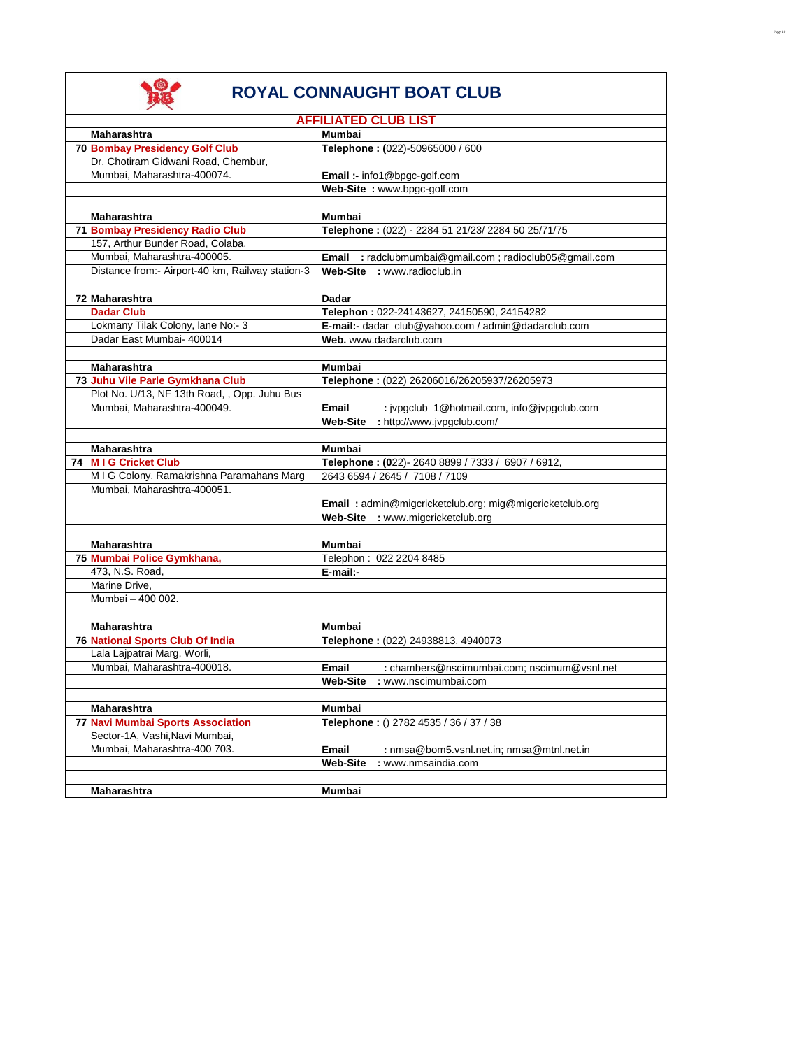# ROYAL CONNAUGHT BOAT CLUB

## AFFILIATED CLUB LIST

| | | |
|---|---|---|
| | **Maharashtra** | **Mumbai** |
| 70 | **Bombay Presidency Golf Club** | **Telephone : (**022)-50965000 / 600 |
| | Dr. Chotiram Gidwani Road, Chembur, | |
| | Mumbai, Maharashtra-400074. | **Email :-** info1@bpgc-golf.com |
| | | **Web-Site :** www.bpgc-golf.com |
| | | |
| | **Maharashtra** | **Mumbai** |
| 71 | **Bombay Presidency Radio Club** | **Telephone :** (022) - 2284 51 21/23/ 2284 50 25/71/75 |
| | 157, Arthur Bunder Road, Colaba, | |
| | Mumbai, Maharashtra-400005. | **Email :** radclubmumbai@gmail.com ; radioclub05@gmail.com |
| | Distance from:- Airport-40 km, Railway station-3 | **Web-Site :** www.radioclub.in |
| | | |
| 72 | **Maharashtra** | **Dadar** |
| | **Dadar Club** | **Telephon :** 022-24143627, 24150590, 24154282 |
| | Lokmany Tilak Colony, lane No:- 3 | **E-mail:-** dadar_club@yahoo.com / admin@dadarclub.com |
| | Dadar East Mumbai- 400014 | **Web.** www.dadarclub.com |
| | | |
| | **Maharashtra** | **Mumbai** |
| 73 | **Juhu Vile Parle Gymkhana Club** | **Telephone :** (022) 26206016/26205937/26205973 |
| | Plot No. U/13, NF 13th Road, , Opp. Juhu Bus | |
| | Mumbai, Maharashtra-400049. | **Email :** jvpgclub_1@hotmail.com, info@jvpgclub.com |
| | | **Web-Site :** http://www.jvpgclub.com/ |
| | | |
| | **Maharashtra** | **Mumbai** |
| 74 | **M I G Cricket Club** | **Telephone : (0**22)- 2640 8899 / 7333 / 6907 / 6912, |
| | M I G Colony, Ramakrishna Paramahans Marg | 2643 6594 / 2645 / 7108 / 7109 |
| | Mumbai, Maharashtra-400051. | |
| | | **Email :** admin@migcricketclub.org; mig@migcricketclub.org |
| | | **Web-Site :** www.migcricketclub.org |
| | | |
| | **Maharashtra** | **Mumbai** |
| 75 | **Mumbai Police Gymkhana,** | Telephon : 022 2204 8485 |
| | 473, N.S. Road, | **E-mail:-** |
| | Marine Drive, | |
| | Mumbai – 400 002. | |
| | | |
| | **Maharashtra** | **Mumbai** |
| 76 | **National Sports Club Of India** | **Telephone :** (022) 24938813, 4940073 |
| | Lala Lajpatrai Marg, Worli, | |
| | Mumbai, Maharashtra-400018. | **Email :** chambers@nscimumbai.com; nscimum@vsnl.net |
| | | **Web-Site :** www.nscimumbai.com |
| | | |
| | **Maharashtra** | **Mumbai** |
| 77 | **Navi Mumbai Sports Association** | **Telephone :** () 2782 4535 / 36 / 37 / 38 |
| | Sector-1A, Vashi,Navi Mumbai, | |
| | Mumbai, Maharashtra-400 703. | **Email :** nmsa@bom5.vsnl.net.in; nmsa@mtnl.net.in |
| | | **Web-Site :** www.nmsaindia.com |
| | | |
| | **Maharashtra** | **Mumbai** |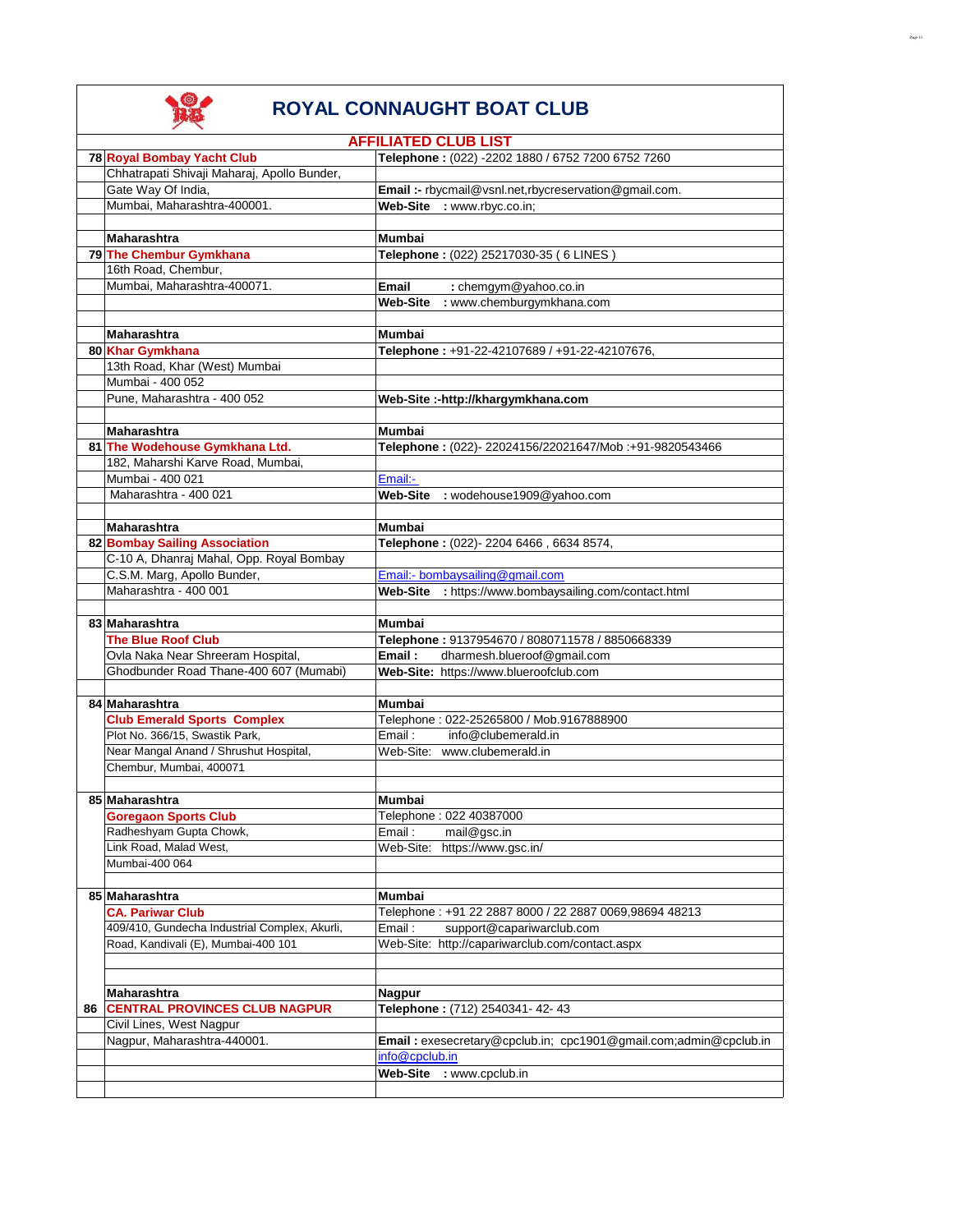# ROYAL CONNAUGHT BOAT CLUB

## AFFILIATED CLUB LIST

| No. | Club / Address | Contact |
|---|---|---|
| 78 | **Royal Bombay Yacht Club** | **Telephone :** (022) -2202 1880 / 6752 7200 6752 7260 |
| | Chhatrapati Shivaji Maharaj, Apollo Bunder, | |
| | Gate Way Of India, | **Email :-** rbycmail@vsnl.net,rbycreservation@gmail.com. |
| | Mumbai, Maharashtra-400001. | **Web-Site** : www.rbyc.co.in; |
| | | |
| | **Maharashtra** | **Mumbai** |
| 79 | **The Chembur Gymkhana** | **Telephone :** (022) 25217030-35 ( 6 LINES ) |
| | 16th Road, Chembur, | |
| | Mumbai, Maharashtra-400071. | **Email** : chemgym@yahoo.co.in |
| | | **Web-Site** : www.chemburgymkhana.com |
| | | |
| | **Maharashtra** | **Mumbai** |
| 80 | **Khar Gymkhana** | **Telephone :** +91-22-42107689 / +91-22-42107676, |
| | 13th Road, Khar (West) Mumbai | |
| | Mumbai - 400 052 | |
| | Pune, Maharashtra - 400 052 | **Web-Site :-http://khargymkhana.com** |
| | | |
| | **Maharashtra** | **Mumbai** |
| 81 | **The Wodehouse Gymkhana Ltd.** | **Telephone :** (022)- 22024156/22021647/Mob :+91-9820543466 |
| | 182, Maharshi Karve Road, Mumbai, | |
| | Mumbai - 400 021 | Email:- |
| | Maharashtra - 400 021 | **Web-Site** : wodehouse1909@yahoo.com |
| | | |
| | **Maharashtra** | **Mumbai** |
| 82 | **Bombay Sailing Association** | **Telephone :** (022)- 2204 6466 , 6634 8574, |
| | C-10 A, Dhanraj Mahal, Opp. Royal Bombay | |
| | C.S.M. Marg, Apollo Bunder, | Email:- bombaysailing@gmail.com |
| | Maharashtra - 400 001 | **Web-Site** : https://www.bombaysailing.com/contact.html |
| | | |
| 83 | **Maharashtra** | **Mumbai** |
| | **The Blue Roof Club** | **Telephone :** 9137954670 / 8080711578 / 8850668339 |
| | Ovla Naka Near Shreeram Hospital, | **Email :** dharmesh.blueroof@gmail.com |
| | Ghodbunder Road Thane-400 607 (Mumabi) | **Web-Site:** https://www.blueroofclub.com |
| | | |
| 84 | **Maharashtra** | **Mumbai** |
| | **Club Emerald Sports Complex** | Telephone : 022-25265800 / Mob.9167888900 |
| | Plot No. 366/15, Swastik Park, | Email : info@clubemerald.in |
| | Near Mangal Anand / Shrushut Hospital, | Web-Site: www.clubemerald.in |
| | Chembur, Mumbai, 400071 | |
| | | |
| 85 | **Maharashtra** | **Mumbai** |
| | **Goregaon Sports Club** | Telephone : 022 40387000 |
| | Radheshyam Gupta Chowk, | Email : mail@gsc.in |
| | Link Road, Malad West, | Web-Site: https://www.gsc.in/ |
| | Mumbai-400 064 | |
| | | |
| 85 | **Maharashtra** | **Mumbai** |
| | **CA. Pariwar Club** | Telephone : +91 22 2887 8000 / 22 2887 0069,98694 48213 |
| | 409/410, Gundecha Industrial Complex, Akurli, | Email : support@capariwarclub.com |
| | Road, Kandivali (E), Mumbai-400 101 | Web-Site: http://capariwarclub.com/contact.aspx |
| | | |
| | | |
| | **Maharashtra** | **Nagpur** |
| 86 | **CENTRAL PROVINCES CLUB NAGPUR** | **Telephone :** (712) 2540341- 42- 43 |
| | Civil Lines, West Nagpur | |
| | Nagpur, Maharashtra-440001. | **Email :** exesecretary@cpclub.in; cpc1901@gmail.com;admin@cpclub.in |
| | | info@cpclub.in |
| | | **Web-Site** : www.cpclub.in |
| | | |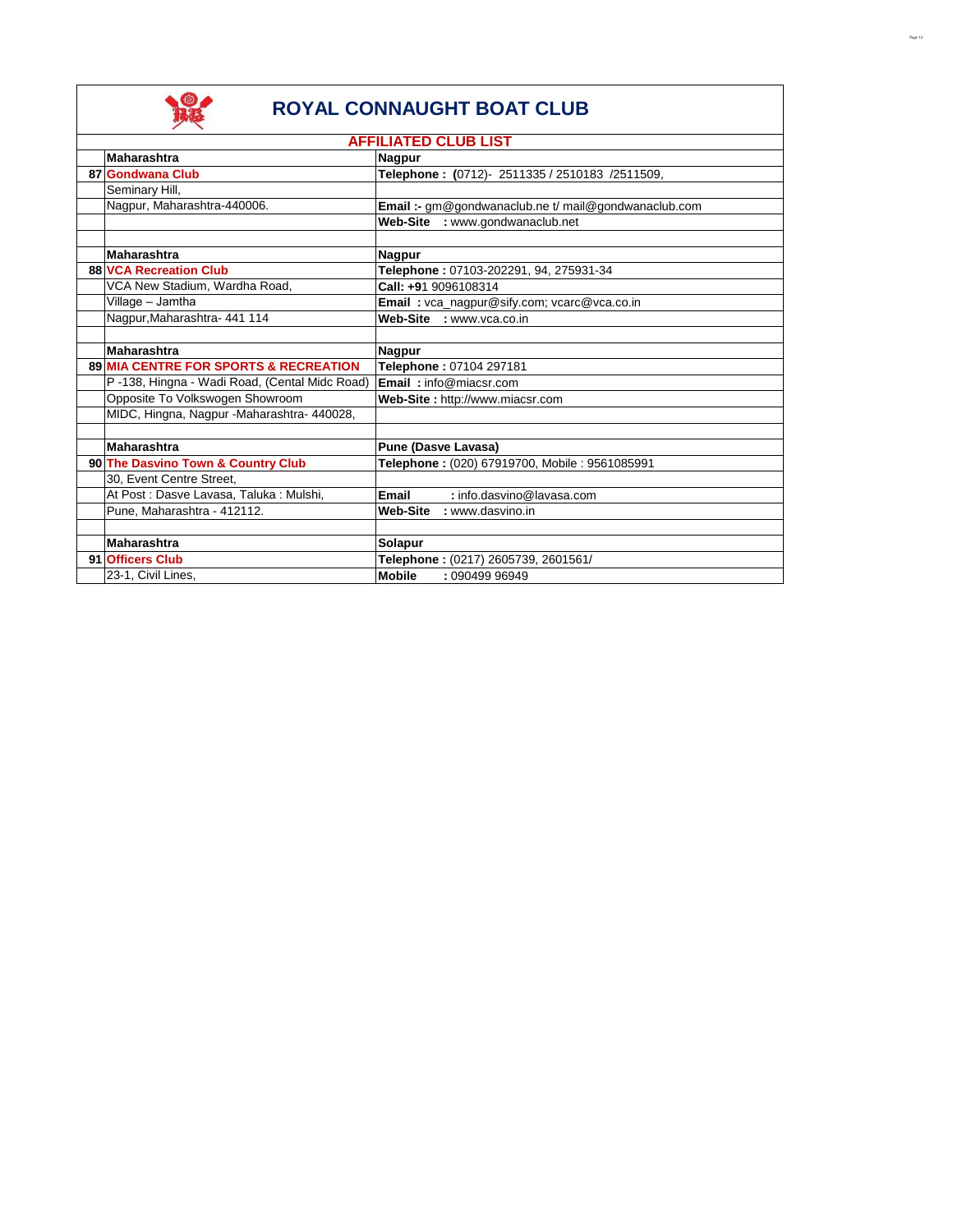# ROYAL CONNAUGHT BOAT CLUB

## AFFILIATED CLUB LIST

| | | |
|---|---|---|
| | **Maharashtra** | **Nagpur** |
| **87** | **Gondwana Club** | **Telephone : (**0712)- 2511335 / 2510183 /2511509, |
| | Seminary Hill, | |
| | Nagpur, Maharashtra-440006. | **Email :-** gm@gondwanaclub.ne t/ mail@gondwanaclub.com |
| | | **Web-Site** : www.gondwanaclub.net |
| | | |
| | **Maharashtra** | **Nagpur** |
| **88** | **VCA Recreation Club** | **Telephone :** 07103-202291, 94, 275931-34 |
| | VCA New Stadium, Wardha Road, | **Call: +9**1 9096108314 |
| | Village – Jamtha | **Email :** vca_nagpur@sify.com; vcarc@vca.co.in |
| | Nagpur,Maharashtra- 441 114 | **Web-Site** : www.vca.co.in |
| | | |
| | **Maharashtra** | **Nagpur** |
| **89** | **MIA CENTRE FOR SPORTS & RECREATION** | **Telephone :** 07104 297181 |
| | P -138, Hingna - Wadi Road, (Cental Midc Road) | **Email :** info@miacsr.com |
| | Opposite To Volkswogen Showroom | **Web-Site :** http://www.miacsr.com |
| | MIDC, Hingna, Nagpur -Maharashtra- 440028, | |
| | | |
| | **Maharashtra** | **Pune (Dasve Lavasa)** |
| **90** | **The Dasvino Town & Country Club** | **Telephone :** (020) 67919700, Mobile : 9561085991 |
| | 30, Event Centre Street, | |
| | At Post : Dasve Lavasa, Taluka : Mulshi, | **Email** : info.dasvino@lavasa.com |
| | Pune, Maharashtra - 412112. | **Web-Site** : www.dasvino.in |
| | | |
| | **Maharashtra** | **Solapur** |
| **91** | **Officers Club** | **Telephone :** (0217) 2605739, 2601561/ |
| | 23-1, Civil Lines, | **Mobile** : 090499 96949 |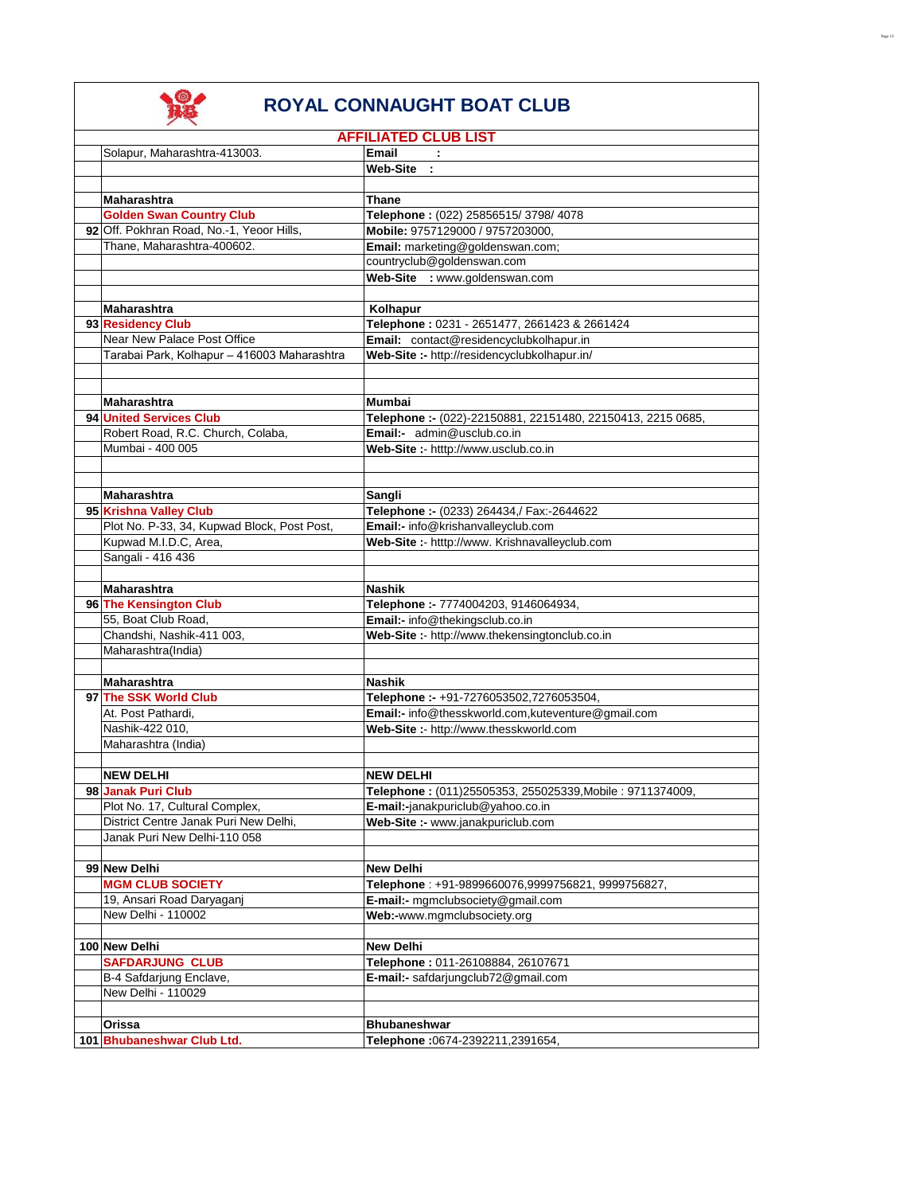# ROYAL CONNAUGHT BOAT CLUB

## AFFILIATED CLUB LIST

| | | |
|---|---|---|
| | Solapur, Maharashtra-413003. | **Email :** |
| | | **Web-Site :** |
| | | |
| | **Maharashtra** | **Thane** |
| | **Golden Swan Country Club** | **Telephone :** (022) 25856515/ 3798/ 4078 |
| 92 | Off. Pokhran Road, No.-1, Yeoor Hills, | **Mobile:** 9757129000 / 9757203000, |
| | Thane, Maharashtra-400602. | **Email:** marketing@goldenswan.com; |
| | | countryclub@goldenswan.com |
| | | **Web-Site :** www.goldenswan.com |
| | | |
| | **Maharashtra** | **Kolhapur** |
| 93 | **Residency Club** | **Telephone :** 0231 - 2651477, 2661423 & 2661424 |
| | Near New Palace Post Office | **Email:** contact@residencyclubkolhapur.in |
| | Tarabai Park, Kolhapur – 416003 Maharashtra | **Web-Site :-** http://residencyclubkolhapur.in/ |
| | | |
| | | |
| | **Maharashtra** | **Mumbai** |
| 94 | **United Services Club** | **Telephone :-** (022)-22150881, 22151480, 22150413, 2215 0685, |
| | Robert Road, R.C. Church, Colaba, | **Email:-** admin@usclub.co.in |
| | Mumbai - 400 005 | **Web-Site :-** htttp://www.usclub.co.in |
| | | |
| | | |
| | **Maharashtra** | **Sangli** |
| 95 | **Krishna Valley Club** | **Telephone :-** (0233) 264434,/ Fax:-2644622 |
| | Plot No. P-33, 34, Kupwad Block, Post Post, | **Email:-** info@krishanvalleyclub.com |
| | Kupwad M.I.D.C, Area, | **Web-Site :-** htttp://www. Krishnavalleyclub.com |
| | Sangali - 416 436 | |
| | | |
| | **Maharashtra** | **Nashik** |
| 96 | **The Kensington Club** | **Telephone :-** 7774004203, 9146064934, |
| | 55, Boat Club Road, | **Email:-** info@thekingsclub.co.in |
| | Chandshi, Nashik-411 003, | **Web-Site :-** http://www.thekensingtonclub.co.in |
| | Maharashtra(India) | |
| | | |
| | **Maharashtra** | **Nashik** |
| 97 | **The SSK World Club** | **Telephone :-** +91-7276053502,7276053504, |
| | At. Post Pathardi, | **Email:-** info@thesskworld.com,kuteventure@gmail.com |
| | Nashik-422 010, | **Web-Site :-** http://www.thesskworld.com |
| | Maharashtra (India) | |
| | | |
| | **NEW DELHI** | **NEW DELHI** |
| 98 | **Janak Puri Club** | **Telephone :** (011)25505353, 255025339,Mobile : 9711374009, |
| | Plot No. 17, Cultural Complex, | **E-mail:-**janakpuriclub@yahoo.co.in |
| | District Centre Janak Puri New Delhi, | **Web-Site :-** www.janakpuriclub.com |
| | Janak Puri New Delhi-110 058 | |
| | | |
| 99 | **New Delhi** | **New Delhi** |
| | **MGM CLUB SOCIETY** | **Telephone** : +91-9899660076,9999756821, 9999756827, |
| | 19, Ansari Road Daryaganj | **E-mail:-** mgmclubsociety@gmail.com |
| | New Delhi - 110002 | **Web:-**www.mgmclubsociety.org |
| | | |
| 100 | **New Delhi** | **New Delhi** |
| | **SAFDARJUNG CLUB** | **Telephone :** 011-26108884, 26107671 |
| | B-4 Safdarjung Enclave, | **E-mail:-** safdarjungclub72@gmail.com |
| | New Delhi - 110029 | |
| | | |
| | **Orissa** | **Bhubaneshwar** |
| 101 | **Bhubaneshwar Club Ltd.** | **Telephone :**0674-2392211,2391654, |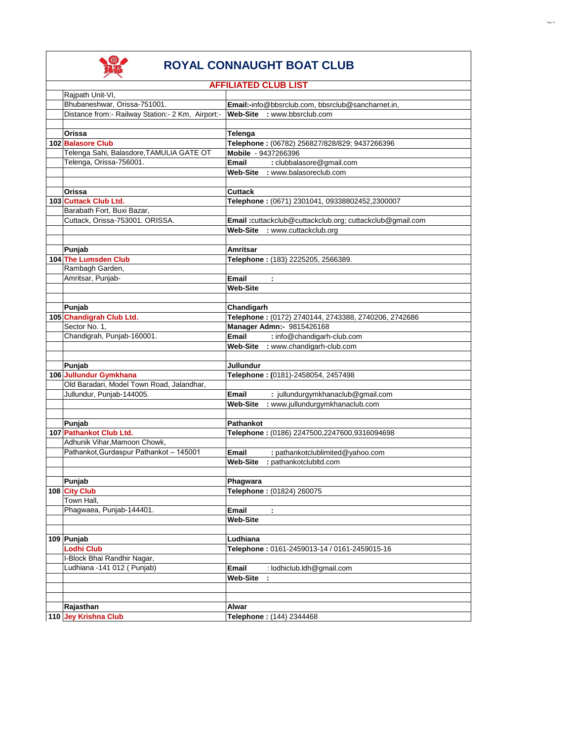# ROYAL CONNAUGHT BOAT CLUB

## AFFILIATED CLUB LIST

| | | |
|---|---|---|
| | Rajpath Unit-VI, | |
| | Bhubaneshwar, Orissa-751001. | **Email:-**info@bbsrclub.com, bbsrclub@sancharnet.in, |
| | Distance from:- Railway Station:- 2 Km, Airport:- | **Web-Site** : www.bbsrclub.com |
| | | |
| | **Orissa** | **Telenga** |
| **102** | **Balasore Club** | **Telephone :** (06782) 256827/828/829; 9437266396 |
| | Telenga Sahi, Balasdore,TAMULIA GATE OT | **Mobile** - 9437266396 |
| | Telenga, Orissa-756001. | **Email** : clubbalasore@gmail.com |
| | | **Web-Site** : www.balasoreclub.com |
| | | |
| | **Orissa** | **Cuttack** |
| **103** | **Cuttack Club Ltd.** | **Telephone :** (0671) 2301041, 09338802452,2300007 |
| | Barabath Fort, Buxi Bazar, | |
| | Cuttack, Orissa-753001. ORISSA. | **Email :**cuttackclub@cuttackclub.org; cuttackclub@gmail.com |
| | | **Web-Site** : www.cuttackclub.org |
| | | |
| | **Punjab** | **Amritsar** |
| **104** | **The Lumsden Club** | **Telephone :** (183) 2225205, 2566389. |
| | Rambagh Garden, | |
| | Amritsar, Punjab- | **Email** : |
| | | **Web-Site** |
| | | |
| | **Punjab** | **Chandigarh** |
| **105** | **Chandigrah Club Ltd.** | **Telephone :** (0172) 2740144, 2743388, 2740206, 2742686 |
| | Sector No. 1, | **Manager Admn:-** 9815426168 |
| | Chandigrah, Punjab-160001. | **Email** : info@chandigarh-club.com |
| | | **Web-Site** : www.chandigarh-club.com |
| | | |
| | **Punjab** | **Jullundur** |
| **106** | **Jullundur Gymkhana** | **Telephone : (**0181)-2458054, 2457498 |
| | Old Baradari, Model Town Road, Jalandhar, | |
| | Jullundur, Punjab-144005. | **Email** : jullundurgymkhanaclub@gmail.com |
| | | **Web-Site** : www.jullundurgymkhanaclub.com |
| | | |
| | **Punjab** | **Pathankot** |
| **107** | **Pathankot Club Ltd.** | **Telephone :** (0186) 2247500,2247600,9316094698 |
| | Adhunik Vihar,Mamoon Chowk, | |
| | Pathankot,Gurdaspur Pathankot – 145001 | **Email** : pathankotclublimited@yahoo.com |
| | | **Web-Site** : pathankotclubltd.com |
| | | |
| | **Punjab** | **Phagwara** |
| **108** | **City Club** | **Telephone :** (01824) 260075 |
| | Town Hall, | |
| | Phagwaea, Punjab-144401. | **Email** : |
| | | **Web-Site** |
| | | |
| **109** | **Punjab** | **Ludhiana** |
| | **Lodhi Club** | **Telephone :** 0161-2459013-14 / 0161-2459015-16 |
| | I-Block Bhai Randhir Nagar, | |
| | Ludhiana -141 012 ( Punjab) | **Email** : lodhiclub.ldh@gmail.com |
| | | **Web-Site** : |
| | | |
| | | |
| | **Rajasthan** | **Alwar** |
| **110** | **Jey Krishna Club** | **Telephone :** (144) 2344468 |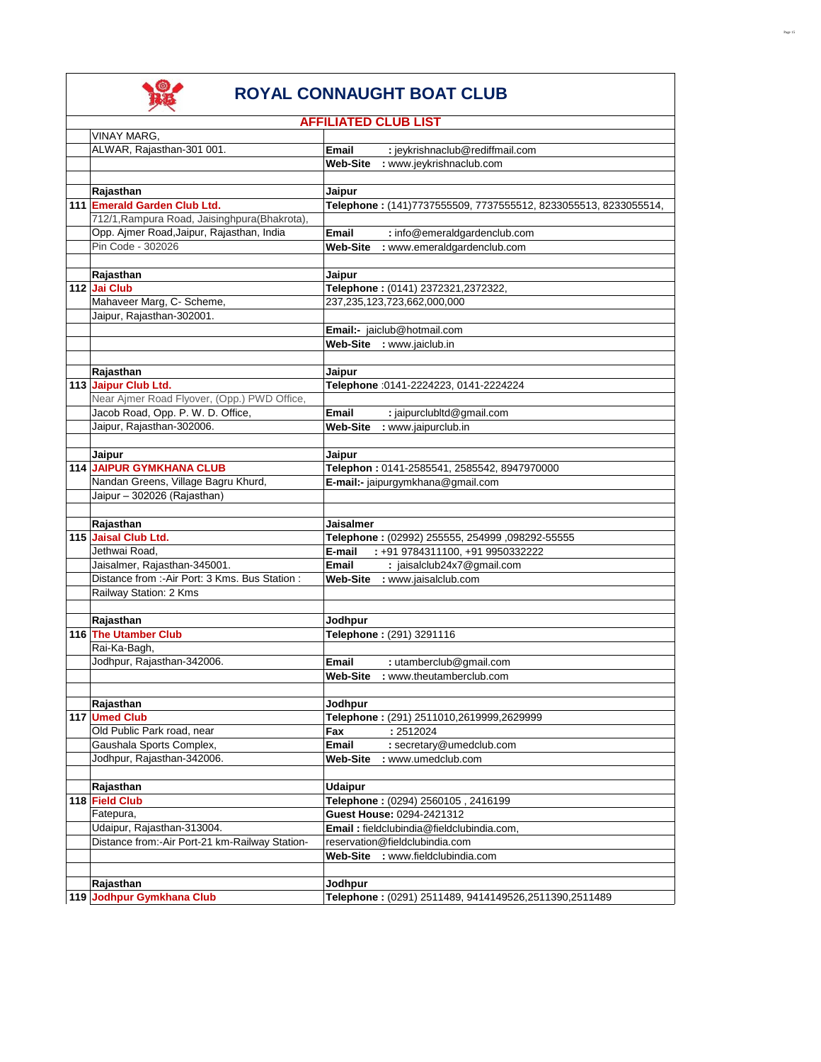# ROYAL CONNAUGHT BOAT CLUB

## AFFILIATED CLUB LIST

| | | |
|---|---|---|
| | VINAY MARG, | |
| | ALWAR, Rajasthan-301 001. | **Email** : jeykrishnaclub@rediffmail.com |
| | | **Web-Site** : www.jeykrishnaclub.com |
| | | |
| | **Rajasthan** | **Jaipur** |
| **111** | **Emerald Garden Club Ltd.** | **Telephone :** (141)7737555509, 7737555512, 8233055513, 8233055514, |
| | 712/1,Rampura Road, Jaisinghpura(Bhakrota), | |
| | Opp. Ajmer Road,Jaipur, Rajasthan, India | **Email** : info@emeraldgardenclub.com |
| | Pin Code - 302026 | **Web-Site** : www.emeraldgardenclub.com |
| | | |
| | **Rajasthan** | **Jaipur** |
| **112** | **Jai Club** | **Telephone :** (0141) 2372321,2372322, |
| | Mahaveer Marg, C- Scheme, | 237,235,123,723,662,000,000 |
| | Jaipur, Rajasthan-302001. | |
| | | **Email:-** jaiclub@hotmail.com |
| | | **Web-Site** : www.jaiclub.in |
| | | |
| | **Rajasthan** | **Jaipur** |
| **113** | **Jaipur Club Ltd.** | **Telephone** :0141-2224223, 0141-2224224 |
| | Near Ajmer Road Flyover, (Opp.) PWD Office, | |
| | Jacob Road, Opp. P. W. D. Office, | **Email** : jaipurclubltd@gmail.com |
| | Jaipur, Rajasthan-302006. | **Web-Site** : www.jaipurclub.in |
| | | |
| | **Jaipur** | **Jaipur** |
| **114** | **JAIPUR GYMKHANA CLUB** | **Telephon :** 0141-2585541, 2585542, 8947970000 |
| | Nandan Greens, Village Bagru Khurd, | **E-mail:-** jaipurgymkhana@gmail.com |
| | Jaipur – 302026 (Rajasthan) | |
| | | |
| | **Rajasthan** | **Jaisalmer** |
| **115** | **Jaisal Club Ltd.** | **Telephone :** (02992) 255555, 254999 ,098292-55555 |
| | Jethwai Road, | **E-mail** : +91 9784311100, +91 9950332222 |
| | Jaisalmer, Rajasthan-345001. | **Email** : jaisalclub24x7@gmail.com |
| | Distance from :-Air Port: 3 Kms. Bus Station : | **Web-Site** : www.jaisalclub.com |
| | Railway Station: 2 Kms | |
| | | |
| | **Rajasthan** | **Jodhpur** |
| **116** | **The Utamber Club** | **Telephone :** (291) 3291116 |
| | Rai-Ka-Bagh, | |
| | Jodhpur, Rajasthan-342006. | **Email** : utamberclub@gmail.com |
| | | **Web-Site** : www.theutamberclub.com |
| | | |
| | **Rajasthan** | **Jodhpur** |
| **117** | **Umed Club** | **Telephone :** (291) 2511010,2619999,2629999 |
| | Old Public Park road, near | **Fax** : 2512024 |
| | Gaushala Sports Complex, | **Email** : secretary@umedclub.com |
| | Jodhpur, Rajasthan-342006. | **Web-Site** : www.umedclub.com |
| | | |
| | **Rajasthan** | **Udaipur** |
| **118** | **Field Club** | **Telephone :** (0294) 2560105 , 2416199 |
| | Fatepura, | **Guest House:** 0294-2421312 |
| | Udaipur, Rajasthan-313004. | **Email :** fieldclubindia@fieldclubindia.com, |
| | Distance from:-Air Port-21 km-Railway Station- | reservation@fieldclubindia.com |
| | | **Web-Site** : www.fieldclubindia.com |
| | | |
| | **Rajasthan** | **Jodhpur** |
| **119** | **Jodhpur Gymkhana Club** | **Telephone :** (0291) 2511489, 9414149526,2511390,2511489 |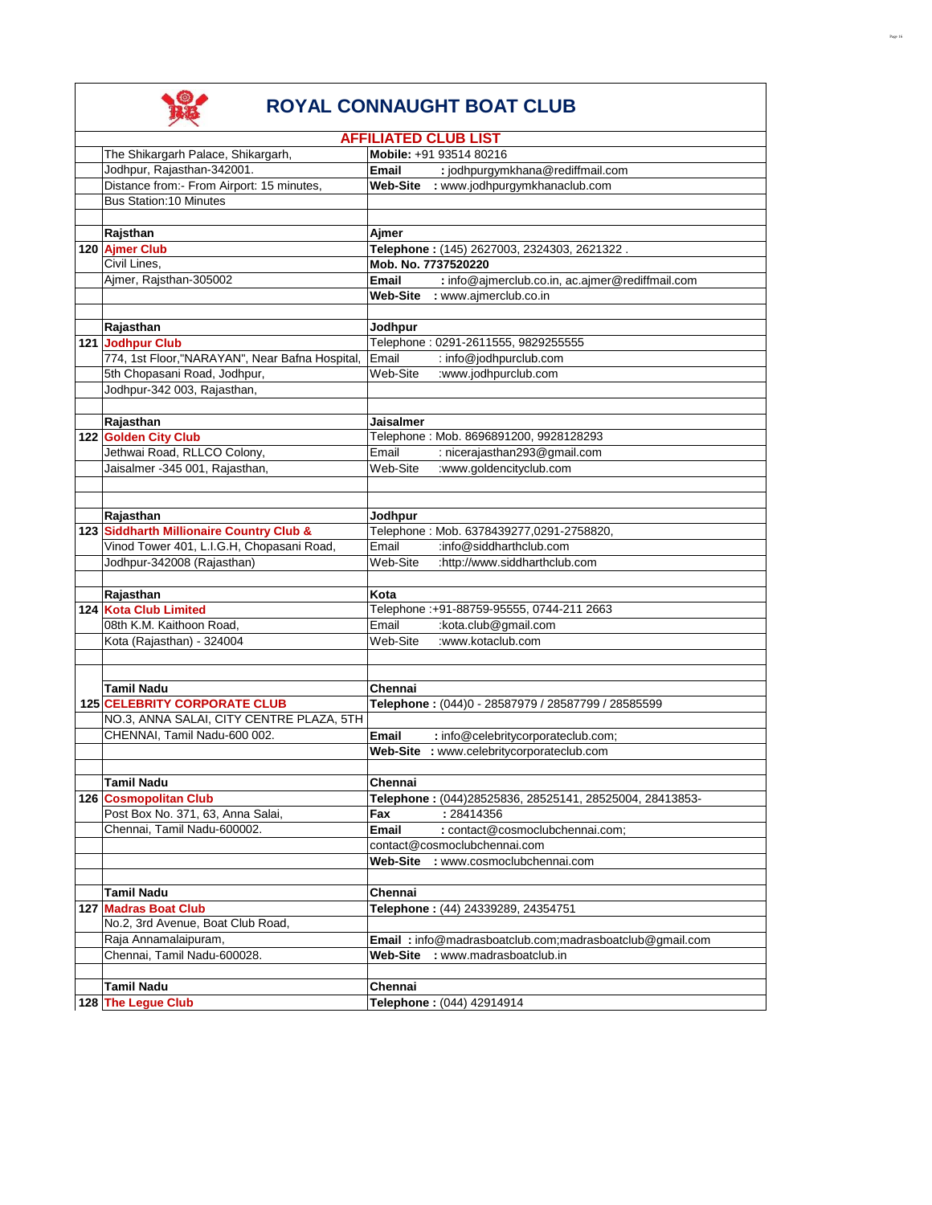# ROYAL CONNAUGHT BOAT CLUB

## AFFILIATED CLUB LIST

| No. | Address | Contact |
|---|---|---|
| | The Shikargarh Palace, Shikargarh, | **Mobile:** +91 93514 80216 |
| | Jodhpur, Rajasthan-342001. | **Email** : jodhpurgymkhana@rediffmail.com |
| | Distance from:- From Airport: 15 minutes, | **Web-Site** : www.jodhpurgymkhanaclub.com |
| | Bus Station:10 Minutes | |
| | | |
| | **Rajsthan** | **Ajmer** |
| **120** | **Ajmer Club** | **Telephone :** (145) 2627003, 2324303, 2621322 . |
| | Civil Lines, | **Mob. No. 7737520220** |
| | Ajmer, Rajsthan-305002 | **Email** : info@ajmerclub.co.in, ac.ajmer@rediffmail.com |
| | | **Web-Site** : www.ajmerclub.co.in |
| | | |
| | **Rajasthan** | **Jodhpur** |
| **121** | **Jodhpur Club** | Telephone : 0291-2611555, 9829255555 |
| | 774, 1st Floor,"NARAYAN", Near Bafna Hospital, | Email : info@jodhpurclub.com |
| | 5th Chopasani Road, Jodhpur, | Web-Site :www.jodhpurclub.com |
| | Jodhpur-342 003, Rajasthan, | |
| | | |
| | **Rajasthan** | **Jaisalmer** |
| **122** | **Golden City Club** | Telephone : Mob. 8696891200, 9928128293 |
| | Jethwai Road, RLLCO Colony, | Email : nicerajasthan293@gmail.com |
| | Jaisalmer -345 001, Rajasthan, | Web-Site :www.goldencityclub.com |
| | | |
| | | |
| | **Rajasthan** | **Jodhpur** |
| **123** | **Siddharth Millionaire Country Club &** | Telephone : Mob. 6378439277,0291-2758820, |
| | Vinod Tower 401, L.I.G.H, Chopasani Road, | Email :info@siddharthclub.com |
| | Jodhpur-342008 (Rajasthan) | Web-Site :http://www.siddharthclub.com |
| | | |
| | **Rajasthan** | **Kota** |
| **124** | **Kota Club Limited** | Telephone :+91-88759-95555, 0744-211 2663 |
| | 08th K.M. Kaithoon Road, | Email :kota.club@gmail.com |
| | Kota (Rajasthan) - 324004 | Web-Site :www.kotaclub.com |
| | | |
| | | |
| | **Tamil Nadu** | **Chennai** |
| **125** | **CELEBRITY CORPORATE CLUB** | **Telephone :** (044)0 - 28587979 / 28587799 / 28585599 |
| | NO.3, ANNA SALAI, CITY CENTRE PLAZA, 5TH | |
| | CHENNAI, Tamil Nadu-600 002. | **Email** : info@celebritycorporateclub.com; |
| | | **Web-Site** : www.celebritycorporateclub.com |
| | | |
| | **Tamil Nadu** | **Chennai** |
| **126** | **Cosmopolitan Club** | **Telephone :** (044)28525836, 28525141, 28525004, 28413853- |
| | Post Box No. 371, 63, Anna Salai, | **Fax** : 28414356 |
| | Chennai, Tamil Nadu-600002. | **Email** : contact@cosmoclubchennai.com; |
| | | contact@cosmoclubchennai.com |
| | | **Web-Site** : www.cosmoclubchennai.com |
| | | |
| | **Tamil Nadu** | **Chennai** |
| **127** | **Madras Boat Club** | **Telephone :** (44) 24339289, 24354751 |
| | No.2, 3rd Avenue, Boat Club Road, | |
| | Raja Annamalaipuram, | **Email** : info@madrasboatclub.com;madrasboatclub@gmail.com |
| | Chennai, Tamil Nadu-600028. | **Web-Site** : www.madrasboatclub.in |
| | | |
| | **Tamil Nadu** | **Chennai** |
| **128** | **The Legue Club** | **Telephone :** (044) 42914914 |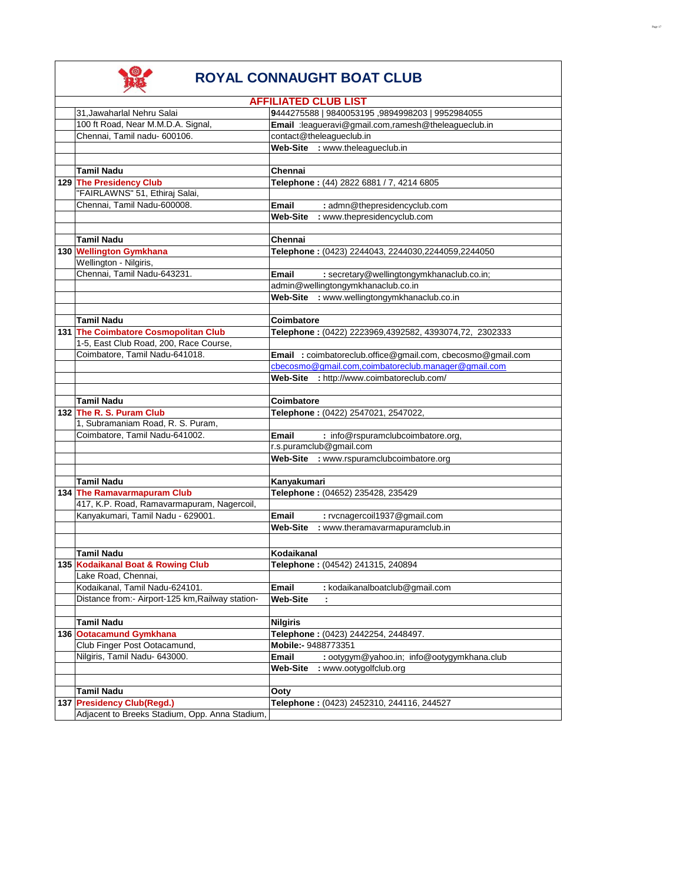# ROYAL CONNAUGHT BOAT CLUB

## AFFILIATED CLUB LIST

| No. | Club / Address | Contact |
|---|---|---|
| | 31,Jawaharlal Nehru Salai | 9444275588 \| 9840053195 ,9894998203 \| 9952984055 |
| | 100 ft Road, Near M.M.D.A. Signal, | **Email** :leagueravi@gmail.com,ramesh@theleagueclub.in |
| | Chennai, Tamil nadu- 600106. | contact@theleagueclub.in |
| | | **Web-Site** : www.theleagueclub.in |
| | | |
| | **Tamil Nadu** | **Chennai** |
| 129 | **The Presidency Club** | **Telephone :** (44) 2822 6881 / 7, 4214 6805 |
| | "FAIRLAWNS" 51, Ethiraj Salai, | |
| | Chennai, Tamil Nadu-600008. | **Email** : admn@thepresidencyclub.com |
| | | **Web-Site** : www.thepresidencyclub.com |
| | | |
| | **Tamil Nadu** | **Chennai** |
| 130 | **Wellington Gymkhana** | **Telephone :** (0423) 2244043, 2244030,2244059,2244050 |
| | Wellington - Nilgiris, | |
| | Chennai, Tamil Nadu-643231. | **Email** : secretary@wellingtongymkhanaclub.co.in; |
| | | admin@wellingtongymkhanaclub.co.in |
| | | **Web-Site** : www.wellingtongymkhanaclub.co.in |
| | | |
| | **Tamil Nadu** | **Coimbatore** |
| 131 | **The Coimbatore Cosmopolitan Club** | **Telephone :** (0422) 2223969,4392582, 4393074,72, 2302333 |
| | 1-5, East Club Road, 200, Race Course, | |
| | Coimbatore, Tamil Nadu-641018. | **Email** : coimbatoreclub.office@gmail.com, cbecosmo@gmail.com |
| | | cbecosmo@gmail.com,coimbatoreclub.manager@gmail.com |
| | | **Web-Site** : http://www.coimbatoreclub.com/ |
| | | |
| | **Tamil Nadu** | **Coimbatore** |
| 132 | **The R. S. Puram Club** | **Telephone :** (0422) 2547021, 2547022, |
| | 1, Subramaniam Road, R. S. Puram, | |
| | Coimbatore, Tamil Nadu-641002. | **Email** : info@rspuramclubcoimbatore.org, |
| | | r.s.puramclub@gmail.com |
| | | **Web-Site** : www.rspuramclubcoimbatore.org |
| | | |
| | **Tamil Nadu** | **Kanyakumari** |
| 134 | **The Ramavarmapuram Club** | **Telephone :** (04652) 235428, 235429 |
| | 417, K.P. Road, Ramavarmapuram, Nagercoil, | |
| | Kanyakumari, Tamil Nadu - 629001. | **Email** : rvcnagercoil1937@gmail.com |
| | | **Web-Site** : www.theramavarmapuramclub.in |
| | | |
| | **Tamil Nadu** | **Kodaikanal** |
| 135 | **Kodaikanal Boat & Rowing Club** | **Telephone :** (04542) 241315, 240894 |
| | Lake Road, Chennai, | |
| | Kodaikanal, Tamil Nadu-624101. | **Email** : kodaikanalboatclub@gmail.com |
| | Distance from:- Airport-125 km,Railway station- | **Web-Site** : |
| | | |
| | **Tamil Nadu** | **Nilgiris** |
| 136 | **Ootacamund Gymkhana** | **Telephone :** (0423) 2442254, 2448497. |
| | Club Finger Post Ootacamund, | **Mobile:-** 9488773351 |
| | Nilgiris, Tamil Nadu- 643000. | **Email** : ootygym@yahoo.in; info@ootygymkhana.club |
| | | **Web-Site** : www.ootygolfclub.org |
| | | |
| | **Tamil Nadu** | **Ooty** |
| 137 | **Presidency Club(Regd.)** | **Telephone :** (0423) 2452310, 244116, 244527 |
| | Adjacent to Breeks Stadium, Opp. Anna Stadium, | |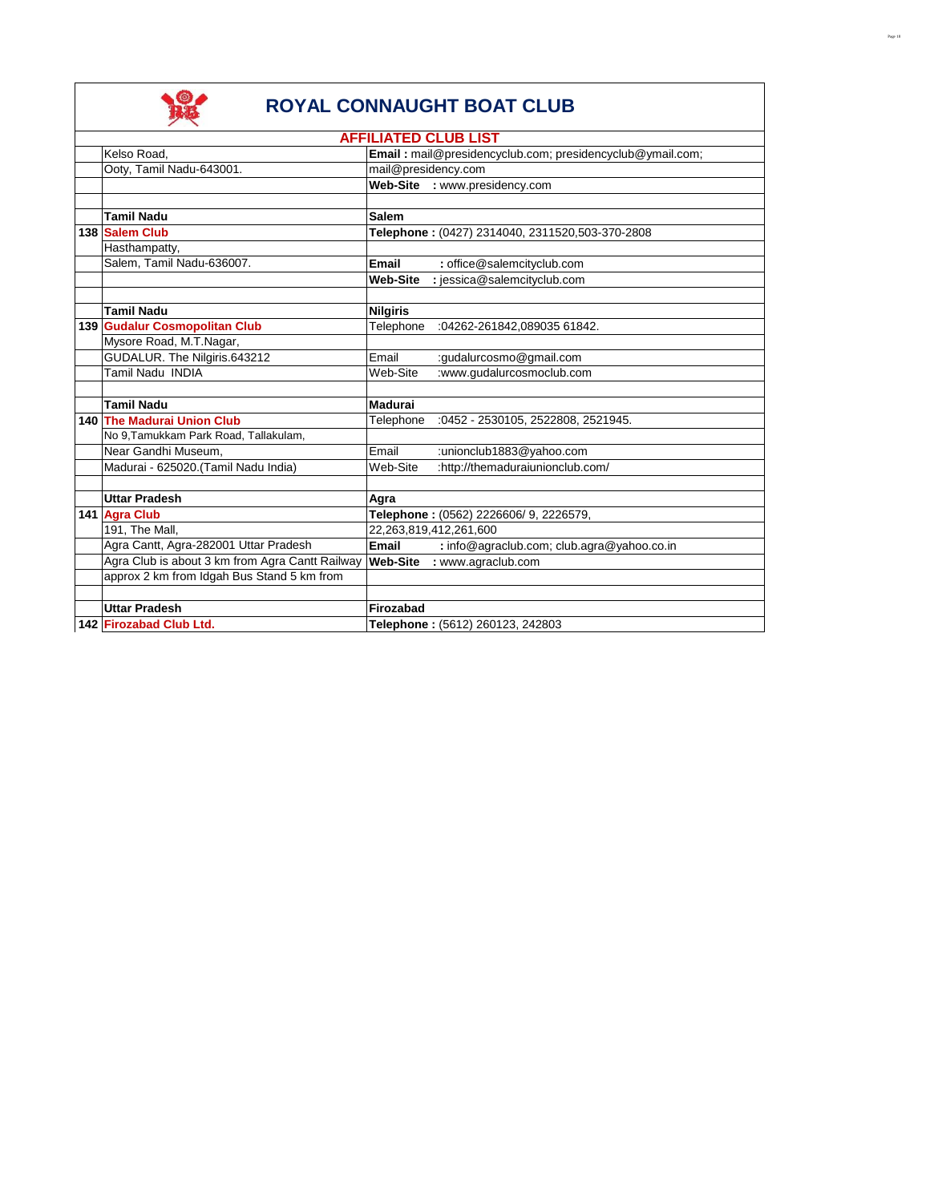# ROYAL CONNAUGHT BOAT CLUB

## AFFILIATED CLUB LIST

| | | |
|---|---|---|
| | Kelso Road, | **Email :** mail@presidencyclub.com; presidencyclub@ymail.com; |
| | Ooty, Tamil Nadu-643001. | mail@presidency.com |
| | | **Web-Site** : www.presidency.com |
| | | |
| | **Tamil Nadu** | **Salem** |
| **138** | **Salem Club** | **Telephone :** (0427) 2314040, 2311520,503-370-2808 |
| | Hasthampatty, | |
| | Salem, Tamil Nadu-636007. | **Email** : office@salemcityclub.com |
| | | **Web-Site** : jessica@salemcityclub.com |
| | | |
| | **Tamil Nadu** | **Nilgiris** |
| **139** | **Gudalur Cosmopolitan Club** | Telephone :04262-261842,089035 61842. |
| | Mysore Road, M.T.Nagar, | |
| | GUDALUR. The Nilgiris.643212 | Email :gudalurcosmo@gmail.com |
| | Tamil Nadu INDIA | Web-Site :www.gudalurcosmoclub.com |
| | | |
| | **Tamil Nadu** | **Madurai** |
| **140** | **The Madurai Union Club** | Telephone :0452 - 2530105, 2522808, 2521945. |
| | No 9,Tamukkam Park Road, Tallakulam, | |
| | Near Gandhi Museum, | Email :unionclub1883@yahoo.com |
| | Madurai - 625020.(Tamil Nadu India) | Web-Site :http://themaduraiunionclub.com/ |
| | | |
| | **Uttar Pradesh** | **Agra** |
| **141** | **Agra Club** | **Telephone :** (0562) 2226606/ 9, 2226579, |
| | 191, The Mall, | 22,263,819,412,261,600 |
| | Agra Cantt, Agra-282001 Uttar Pradesh | **Email** : info@agraclub.com; club.agra@yahoo.co.in |
| | Agra Club is about 3 km from Agra Cantt Railway | **Web-Site** : www.agraclub.com |
| | approx 2 km from Idgah Bus Stand 5 km from | |
| | | |
| | **Uttar Pradesh** | **Firozabad** |
| **142** | **Firozabad Club Ltd.** | **Telephone :** (5612) 260123, 242803 |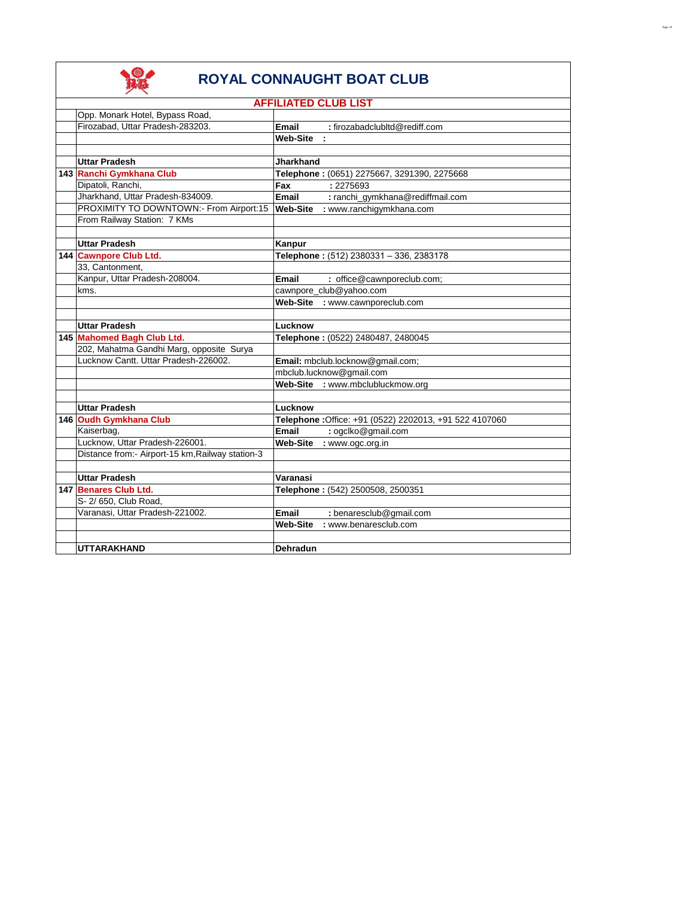# ROYAL CONNAUGHT BOAT CLUB

## AFFILIATED CLUB LIST

| | | |
|---|---|---|
| | Opp. Monark Hotel, Bypass Road, | |
| | Firozabad, Uttar Pradesh-283203. | **Email** : firozabadclubltd@rediff.com |
| | | **Web-Site** : |
| | | |
| | **Uttar Pradesh** | **Jharkhand** |
| **143** | **Ranchi Gymkhana Club** | **Telephone :** (0651) 2275667, 3291390, 2275668 |
| | Dipatoli, Ranchi, | **Fax** : 2275693 |
| | Jharkhand, Uttar Pradesh-834009. | **Email** : ranchi_gymkhana@rediffmail.com |
| | PROXIMITY TO DOWNTOWN:- From Airport:15 | **Web-Site** : www.ranchigymkhana.com |
| | From Railway Station: 7 KMs | |
| | | |
| | **Uttar Pradesh** | **Kanpur** |
| **144** | **Cawnpore Club Ltd.** | **Telephone :** (512) 2380331 – 336, 2383178 |
| | 33, Cantonment, | |
| | Kanpur, Uttar Pradesh-208004. | **Email** : office@cawnporeclub.com; |
| | kms. | cawnpore_club@yahoo.com |
| | | **Web-Site** : www.cawnporeclub.com |
| | | |
| | **Uttar Pradesh** | **Lucknow** |
| **145** | **Mahomed Bagh Club Ltd.** | **Telephone :** (0522) 2480487, 2480045 |
| | 202, Mahatma Gandhi Marg, opposite Surya | |
| | Lucknow Cantt. Uttar Pradesh-226002. | **Email:** mbclub.locknow@gmail.com; |
| | | mbclub.lucknow@gmail.com |
| | | **Web-Site** : www.mbclubluckmow.org |
| | | |
| | **Uttar Pradesh** | **Lucknow** |
| **146** | **Oudh Gymkhana Club** | **Telephone :**Office: +91 (0522) 2202013, +91 522 4107060 |
| | Kaiserbag, | **Email** : ogclko@gmail.com |
| | Lucknow, Uttar Pradesh-226001. | **Web-Site** : www.ogc.org.in |
| | Distance from:- Airport-15 km,Railway station-3 | |
| | | |
| | **Uttar Pradesh** | **Varanasi** |
| **147** | **Benares Club Ltd.** | **Telephone :** (542) 2500508, 2500351 |
| | S- 2/ 650, Club Road, | |
| | Varanasi, Uttar Pradesh-221002. | **Email** : benaresclub@gmail.com |
| | | **Web-Site** : www.benaresclub.com |
| | | |
| | **UTTARAKHAND** | **Dehradun** |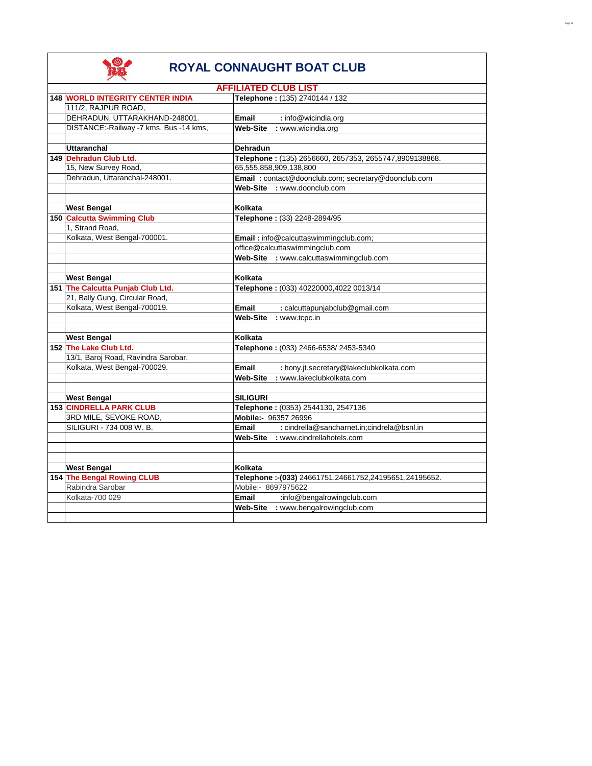# ROYAL CONNAUGHT BOAT CLUB

## AFFILIATED CLUB LIST

| | | |
|---|---|---|
| **148** | **WORLD INTEGRITY CENTER INDIA** | **Telephone :** (135) 2740144 / 132 |
| | 111/2, RAJPUR ROAD, | |
| | DEHRADUN, UTTARAKHAND-248001. | **Email** : info@wicindia.org |
| | DISTANCE:-Railway -7 kms, Bus -14 kms, | **Web-Site** : www.wicindia.org |
| | | |
| | **Uttaranchal** | **Dehradun** |
| **149** | **Dehradun Club Ltd.** | **Telephone :** (135) 2656660, 2657353, 2655747,8909138868. |
| | 15, New Survey Road, | 65,555,858,909,138,800 |
| | Dehradun, Uttaranchal-248001. | **Email :** contact@doonclub.com; secretary@doonclub.com |
| | | **Web-Site** : www.doonclub.com |
| | | |
| | **West Bengal** | **Kolkata** |
| **150** | **Calcutta Swimming Club** | **Telephone :** (33) 2248-2894/95 |
| | 1, Strand Road, | |
| | Kolkata, West Bengal-700001. | **Email :** info@calcuttaswimmingclub.com; |
| | | office@calcuttaswimmingclub.com |
| | | **Web-Site** : www.calcuttaswimmingclub.com |
| | | |
| | **West Bengal** | **Kolkata** |
| **151** | **The Calcutta Punjab Club Ltd.** | **Telephone :** (033) 40220000,4022 0013/14 |
| | 21, Bally Gung, Circular Road, | |
| | Kolkata, West Bengal-700019. | **Email** : calcuttapunjabclub@gmail.com |
| | | **Web-Site** : www.tcpc.in |
| | | |
| | **West Bengal** | **Kolkata** |
| **152** | **The Lake Club Ltd.** | **Telephone :** (033) 2466-6538/ 2453-5340 |
| | 13/1, Baroj Road, Ravindra Sarobar, | |
| | Kolkata, West Bengal-700029. | **Email** : hony.jt.secretary@lakeclubkolkata.com |
| | | **Web-Site** : www.lakeclubkolkata.com |
| | | |
| | **West Bengal** | **SILIGURI** |
| **153** | **CINDRELLA PARK CLUB** | **Telephone :** (0353) 2544130, 2547136 |
| | 3RD MILE, SEVOKE ROAD, | **Mobile:-** 96357 26996 |
| | SILIGURI - 734 008 W. B. | **Email** : cindrella@sancharnet.in;cindrela@bsnl.in |
| | | **Web-Site** : www.cindrellahotels.com |
| | | |
| | | |
| | **West Bengal** | **Kolkata** |
| **154** | **The Bengal Rowing CLUB** | **Telephone :-(033)** 24661751,24661752,24195651,24195652. |
| | Rabindra Sarobar | Mobile:- 8697975622 |
| | Kolkata-700 029 | **Email** :info@bengalrowingclub.com |
| | | **Web-Site** : www.bengalrowingclub.com |
| | | |